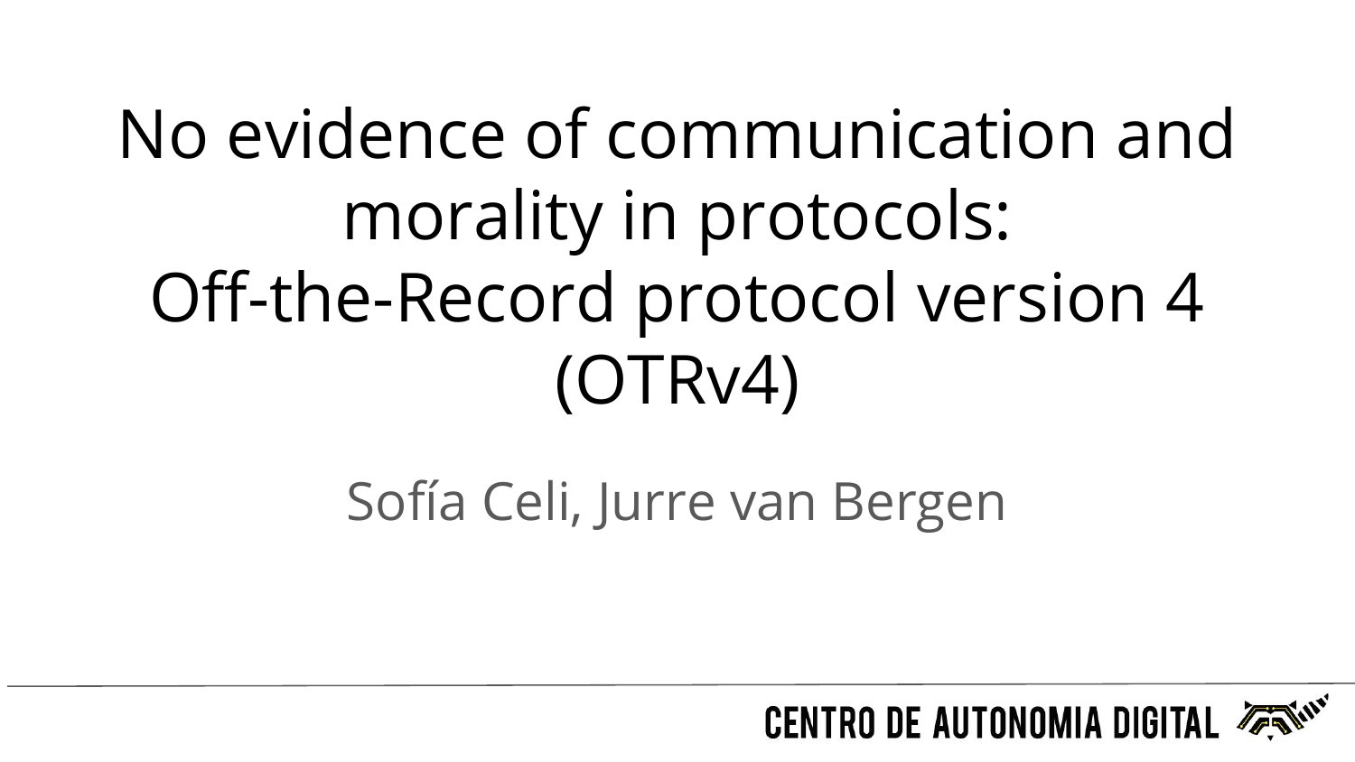# No evidence of communication and morality in protocols: Off-the-Record protocol version 4 (OTRv4)

Sofía Celi, Jurre van Bergen

CENTRO DE AUTONOMIA DIGITAL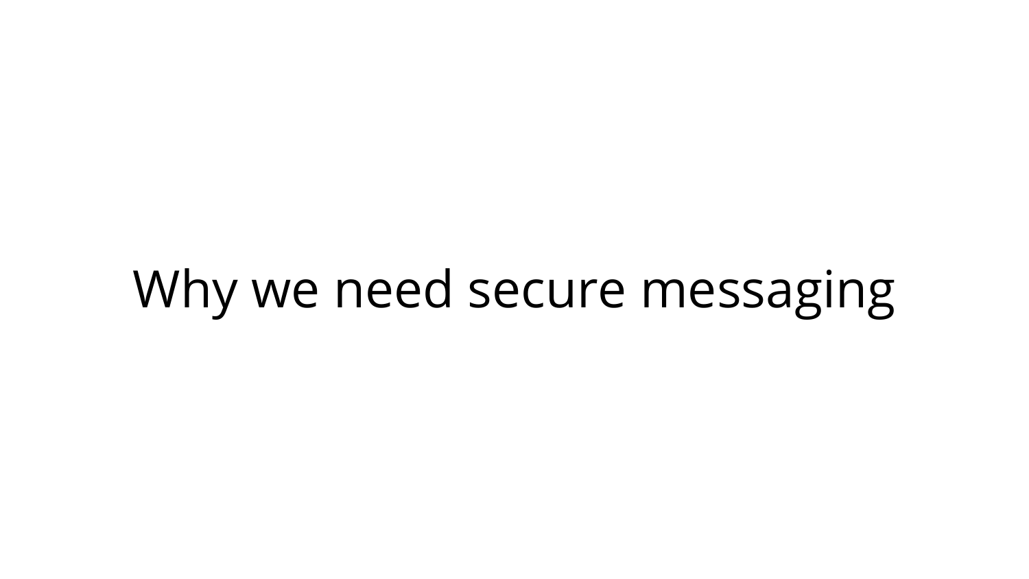# Why we need secure messaging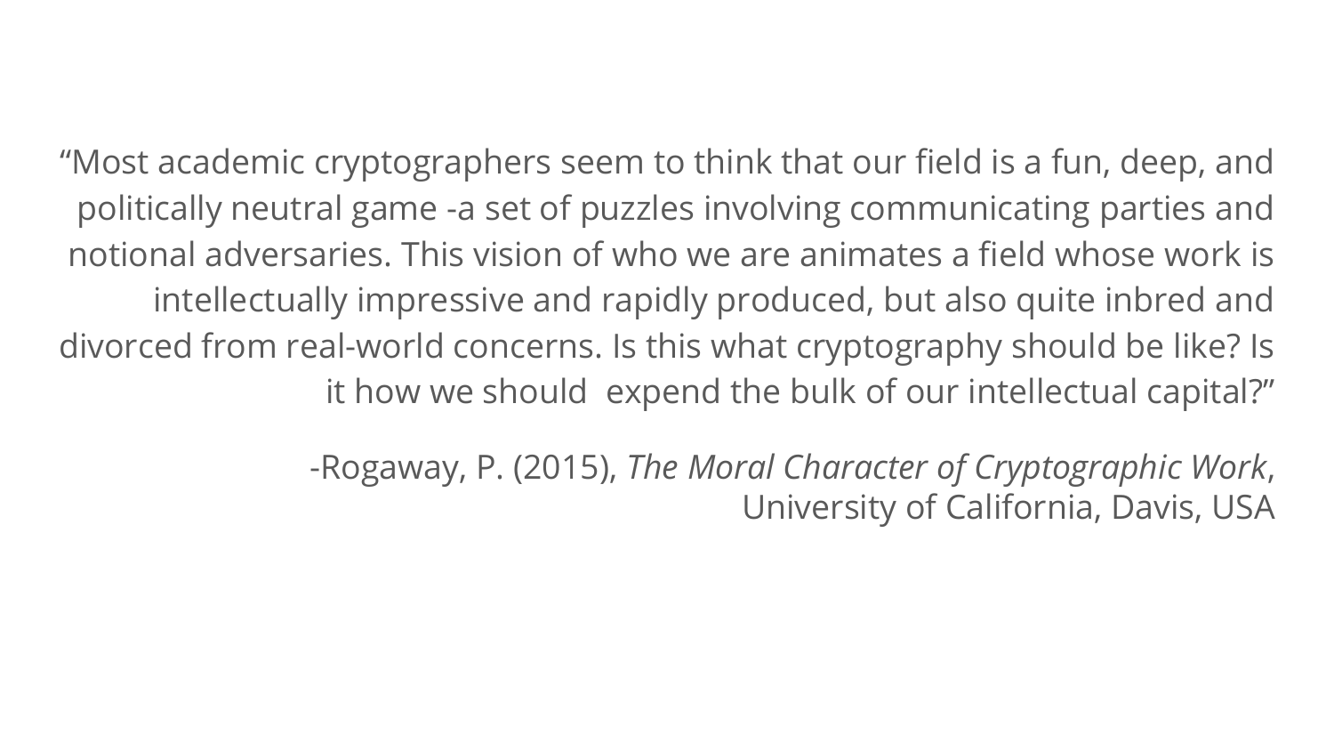"Most academic cryptographers seem to think that our field is a fun, deep, and politically neutral game -a set of puzzles involving communicating parties and notional adversaries. This vision of who we are animates a field whose work is intellectually impressive and rapidly produced, but also quite inbred and divorced from real-world concerns. Is this what cryptography should be like? Is it how we should expend the bulk of our intellectual capital?"

-Rogaway, P. (2015), *The Moral Character of Cryptographic Work*, University of California, Davis, USA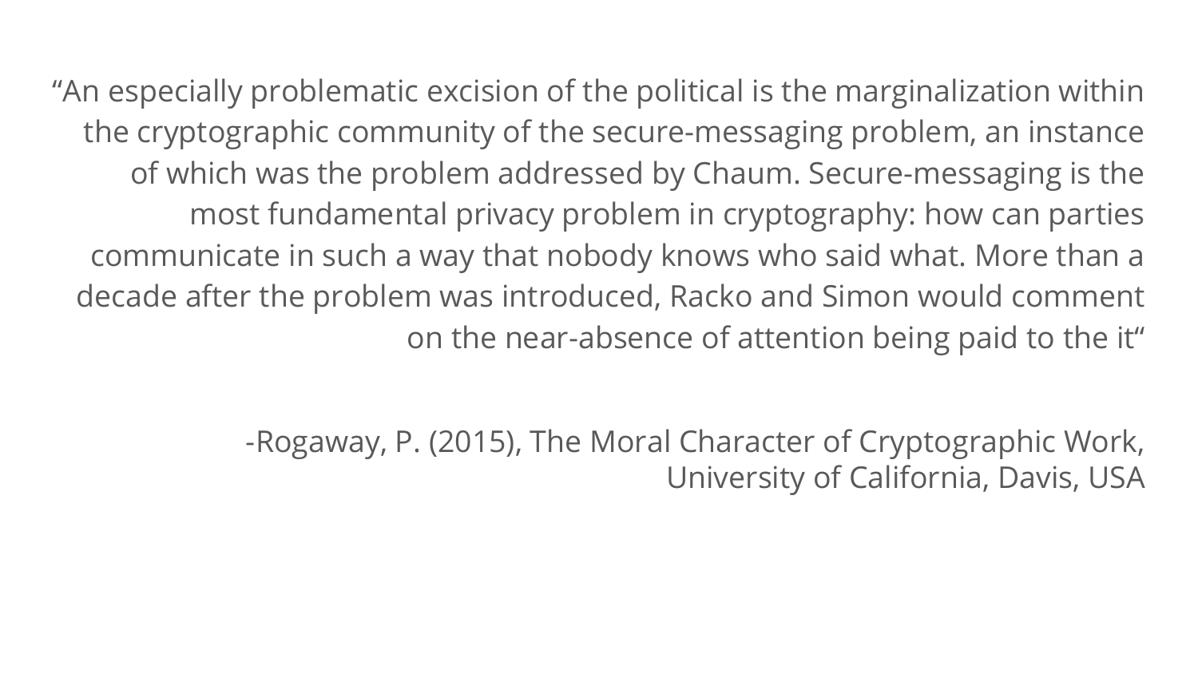"An especially problematic excision of the political is the marginalization within the cryptographic community of the secure-messaging problem, an instance of which was the problem addressed by Chaum. Secure-messaging is the most fundamental privacy problem in cryptography: how can parties communicate in such a way that nobody knows who said what. More than a decade after the problem was introduced, Racko and Simon would comment on the near-absence of attention being paid to the it"

-Rogaway, P. (2015), The Moral Character of Cryptographic Work, University of California, Davis, USA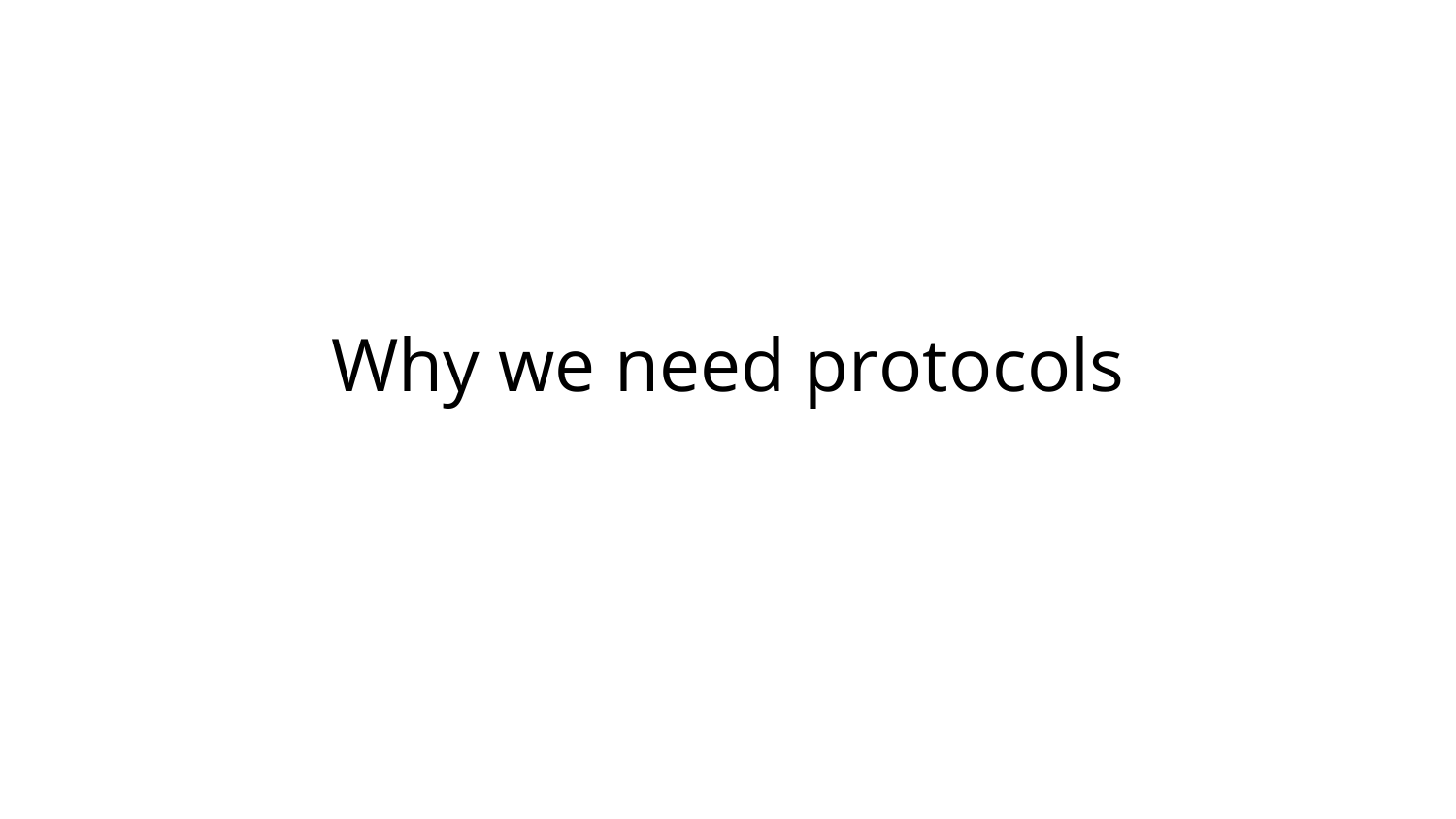# Why we need protocols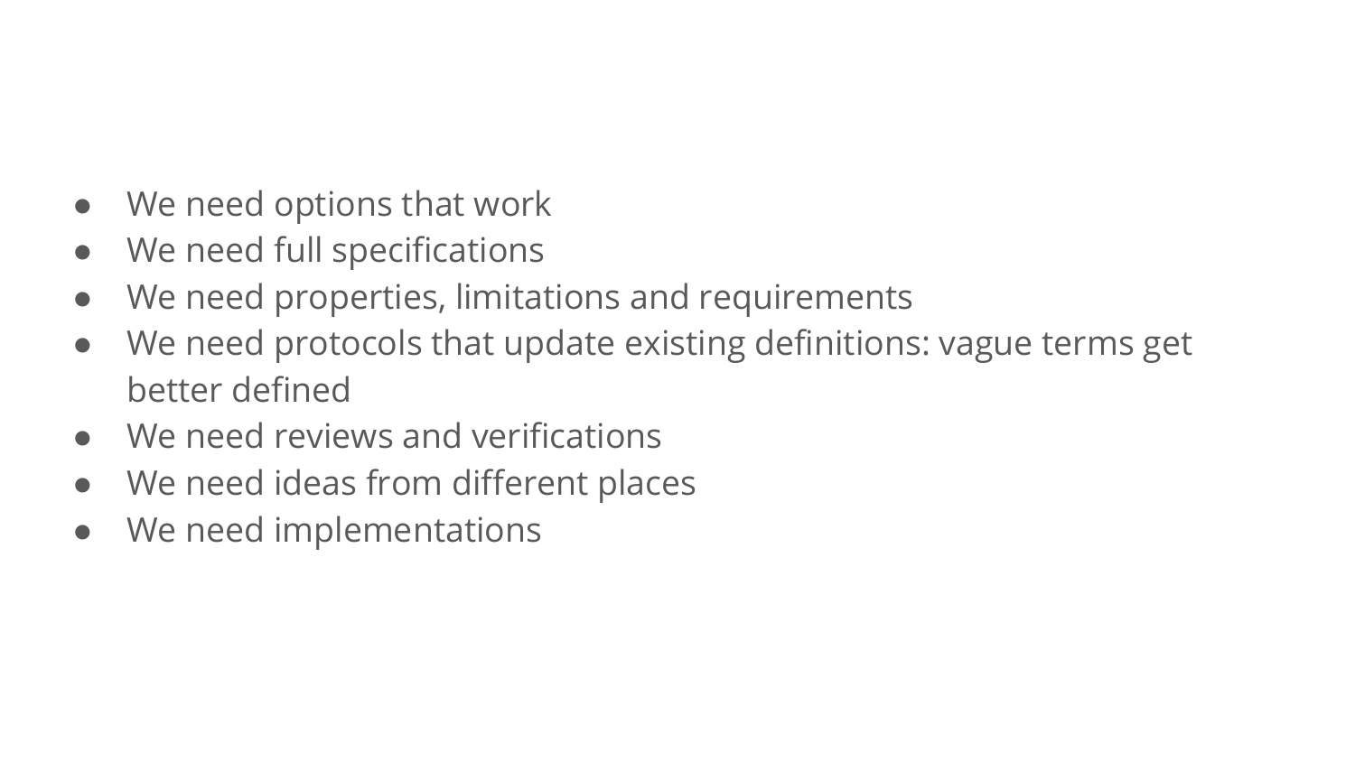- We need options that work
- We need full specifications
- We need properties, limitations and requirements
- We need protocols that update existing definitions: vague terms get better defined
- We need reviews and verifications
- We need ideas from different places
- We need implementations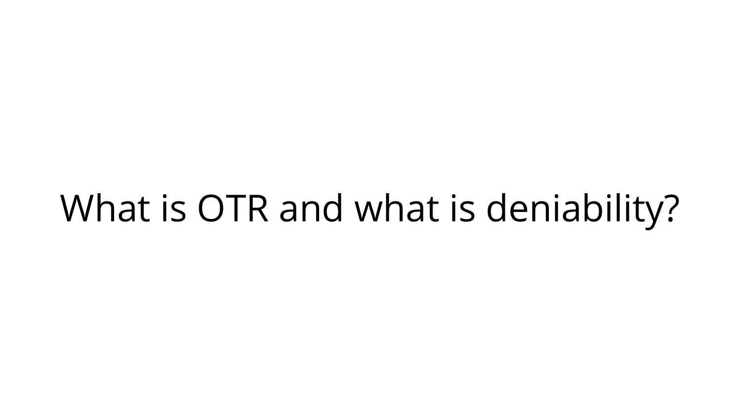# What is OTR and what is deniability?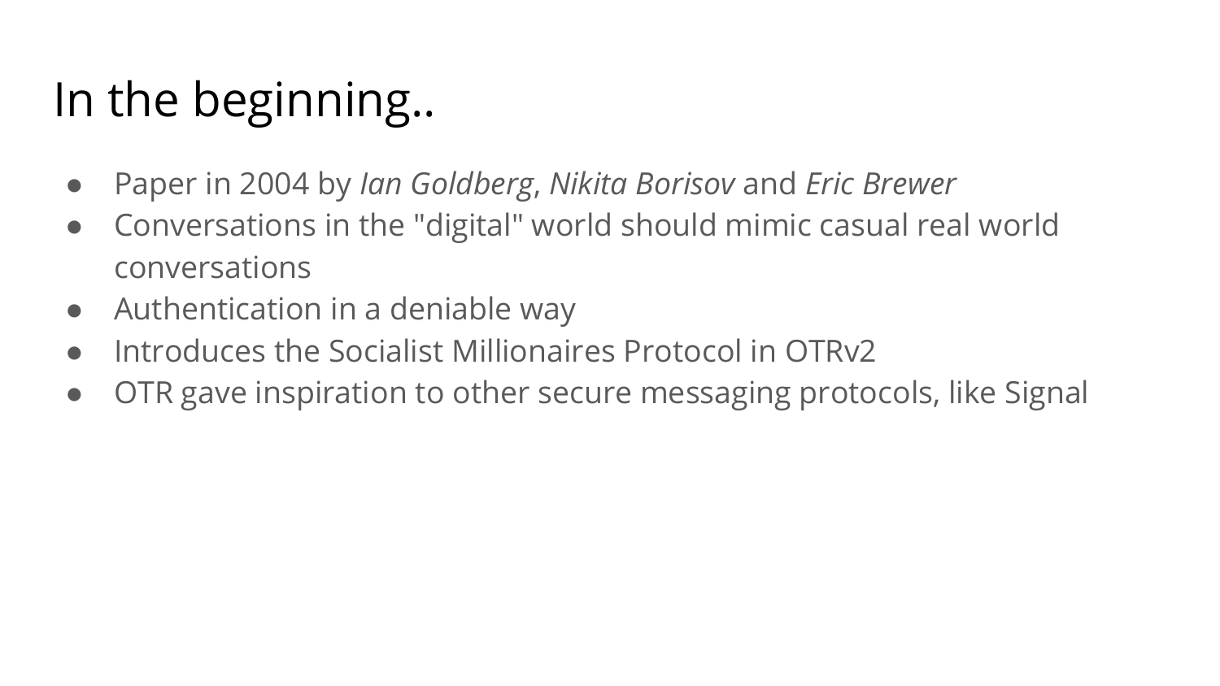# In the beginning..

- Paper in 2004 by *Ian Goldberg*, *Nikita Borisov* and *Eric Brewer*
- Conversations in the "digital" world should mimic casual real world conversations
- Authentication in a deniable way
- Introduces the Socialist Millionaires Protocol in OTRv2
- OTR gave inspiration to other secure messaging protocols, like Signal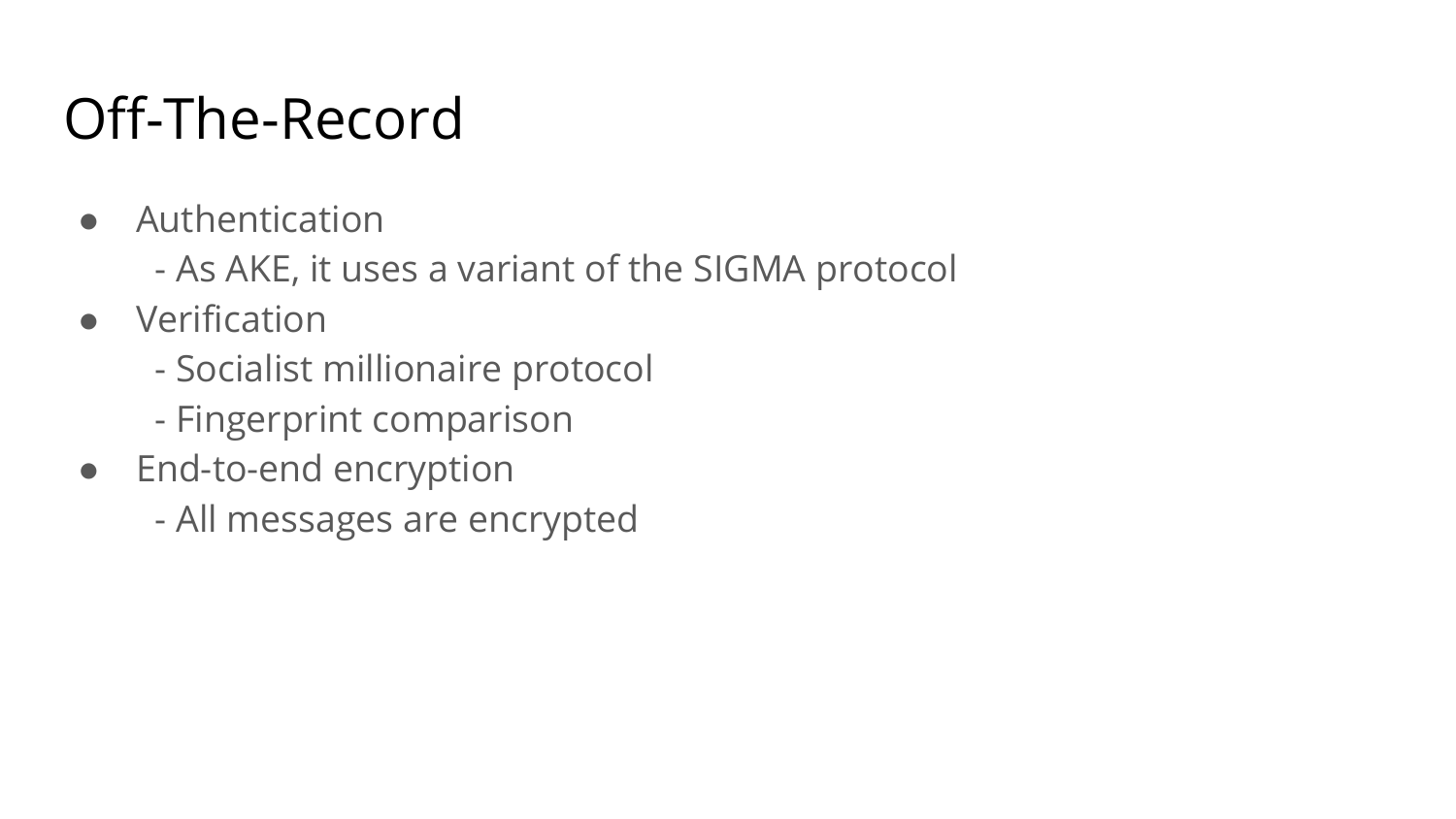# Off-The-Record

- Authentication
  - As AKE, it uses a variant of the SIGMA protocol
- Verification
  - Socialist millionaire protocol
  - Fingerprint comparison
- End-to-end encryption
  - All messages are encrypted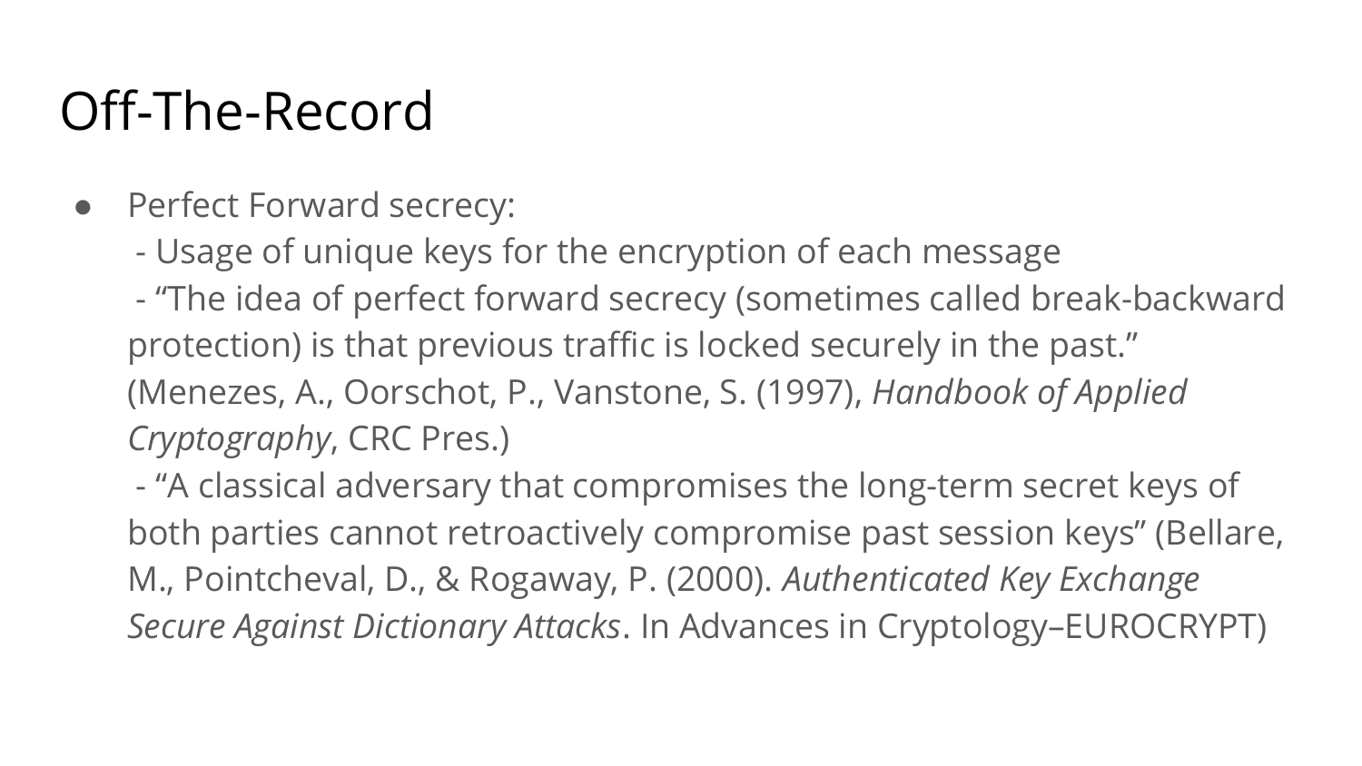# Off-The-Record

- Perfect Forward secrecy:
  - Usage of unique keys for the encryption of each message
  - “The idea of perfect forward secrecy (sometimes called break-backward protection) is that previous traffic is locked securely in the past.” (Menezes, A., Oorschot, P., Vanstone, S. (1997), *Handbook of Applied Cryptography*, CRC Pres.)
  - “A classical adversary that compromises the long-term secret keys of both parties cannot retroactively compromise past session keys” (Bellare, M., Pointcheval, D., & Rogaway, P. (2000). *Authenticated Key Exchange Secure Against Dictionary Attacks*. In Advances in Cryptology–EUROCRYPT)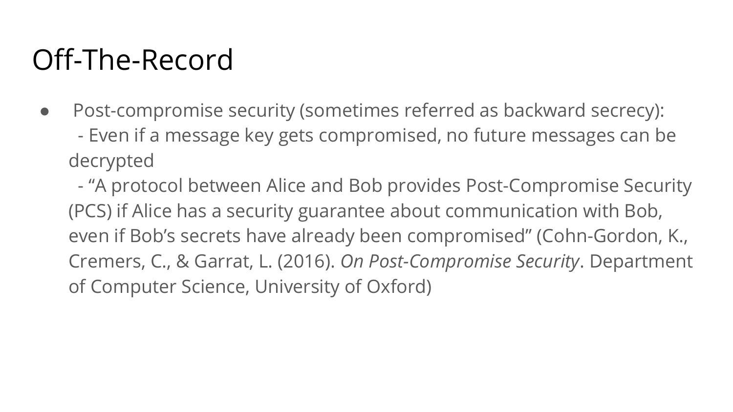# Off-The-Record

- Post-compromise security (sometimes referred as backward secrecy):
  - Even if a message key gets compromised, no future messages can be decrypted
  - "A protocol between Alice and Bob provides Post-Compromise Security (PCS) if Alice has a security guarantee about communication with Bob, even if Bob's secrets have already been compromised" (Cohn-Gordon, K., Cremers, C., & Garrat, L. (2016). *On Post-Compromise Security*. Department of Computer Science, University of Oxford)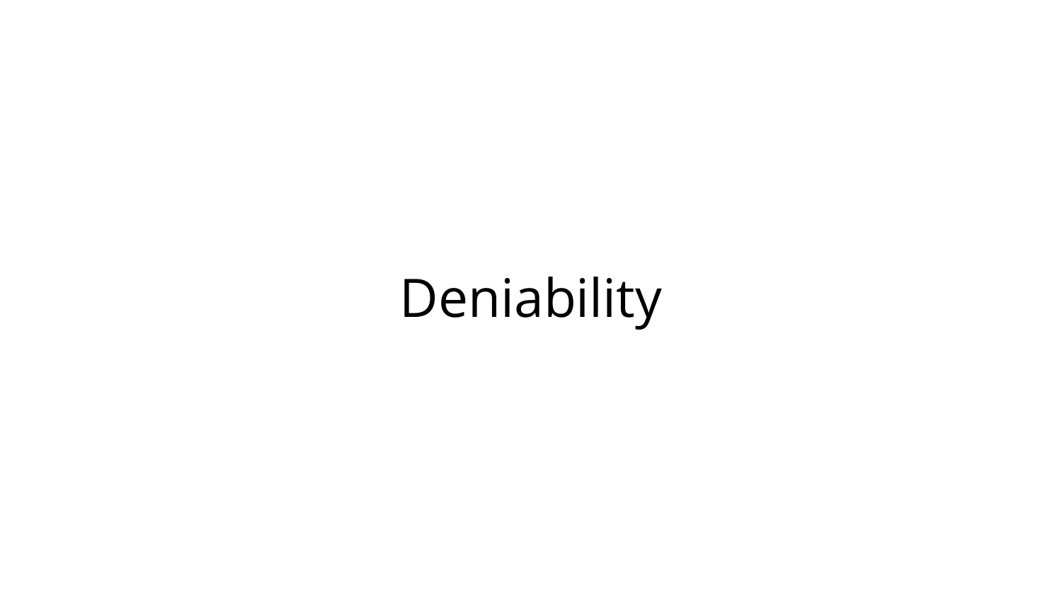# Deniability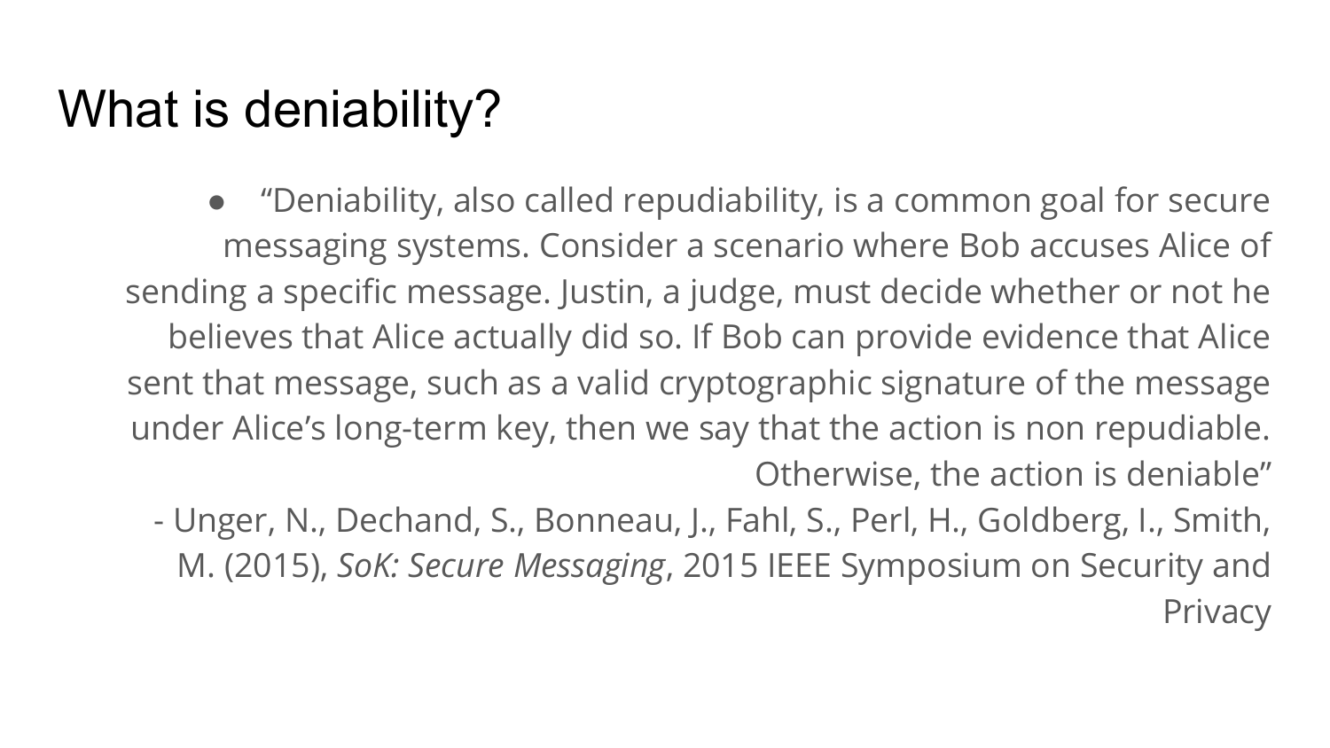# What is deniability?

- "Deniability, also called repudiability, is a common goal for secure messaging systems. Consider a scenario where Bob accuses Alice of sending a specific message. Justin, a judge, must decide whether or not he believes that Alice actually did so. If Bob can provide evidence that Alice sent that message, such as a valid cryptographic signature of the message under Alice's long-term key, then we say that the action is non repudiable. Otherwise, the action is deniable"

  \- Unger, N., Dechand, S., Bonneau, J., Fahl, S., Perl, H., Goldberg, I., Smith, M. (2015), *SoK: Secure Messaging*, 2015 IEEE Symposium on Security and Privacy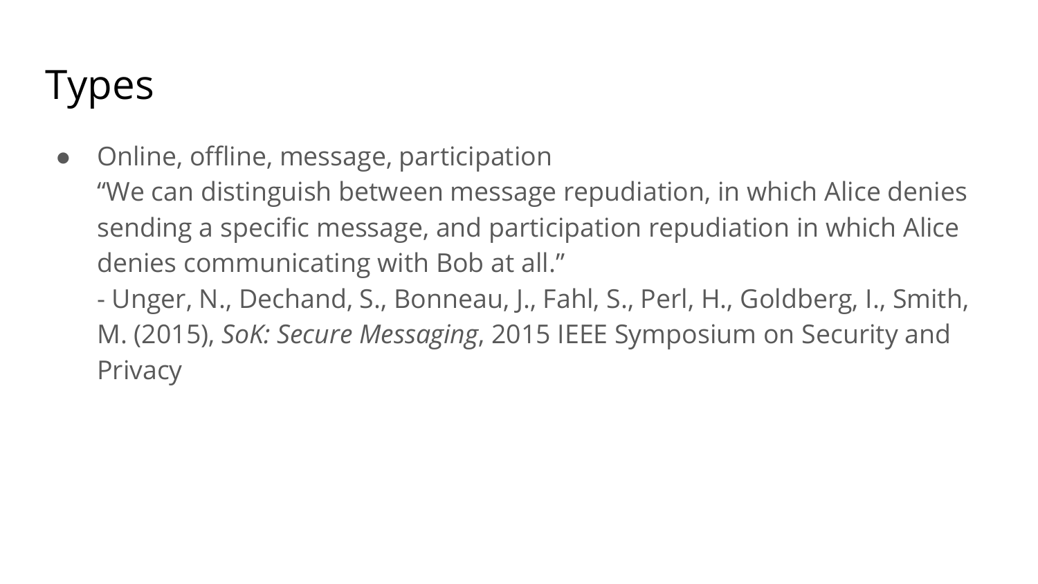# Types

- Online, offline, message, participation
  “We can distinguish between message repudiation, in which Alice denies sending a specific message, and participation repudiation in which Alice denies communicating with Bob at all.”
  - Unger, N., Dechand, S., Bonneau, J., Fahl, S., Perl, H., Goldberg, I., Smith, M. (2015), *SoK: Secure Messaging*, 2015 IEEE Symposium on Security and Privacy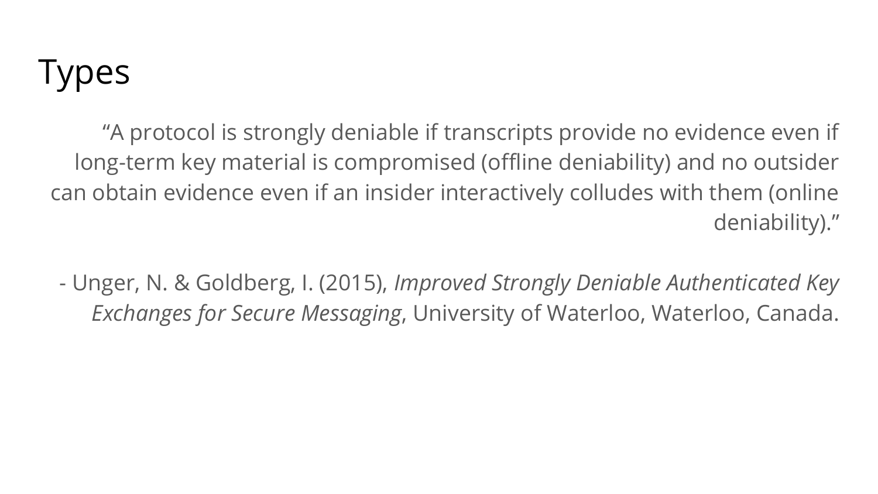# Types

"A protocol is strongly deniable if transcripts provide no evidence even if long-term key material is compromised (offline deniability) and no outsider can obtain evidence even if an insider interactively colludes with them (online deniability)."

- Unger, N. & Goldberg, I. (2015), *Improved Strongly Deniable Authenticated Key Exchanges for Secure Messaging*, University of Waterloo, Waterloo, Canada.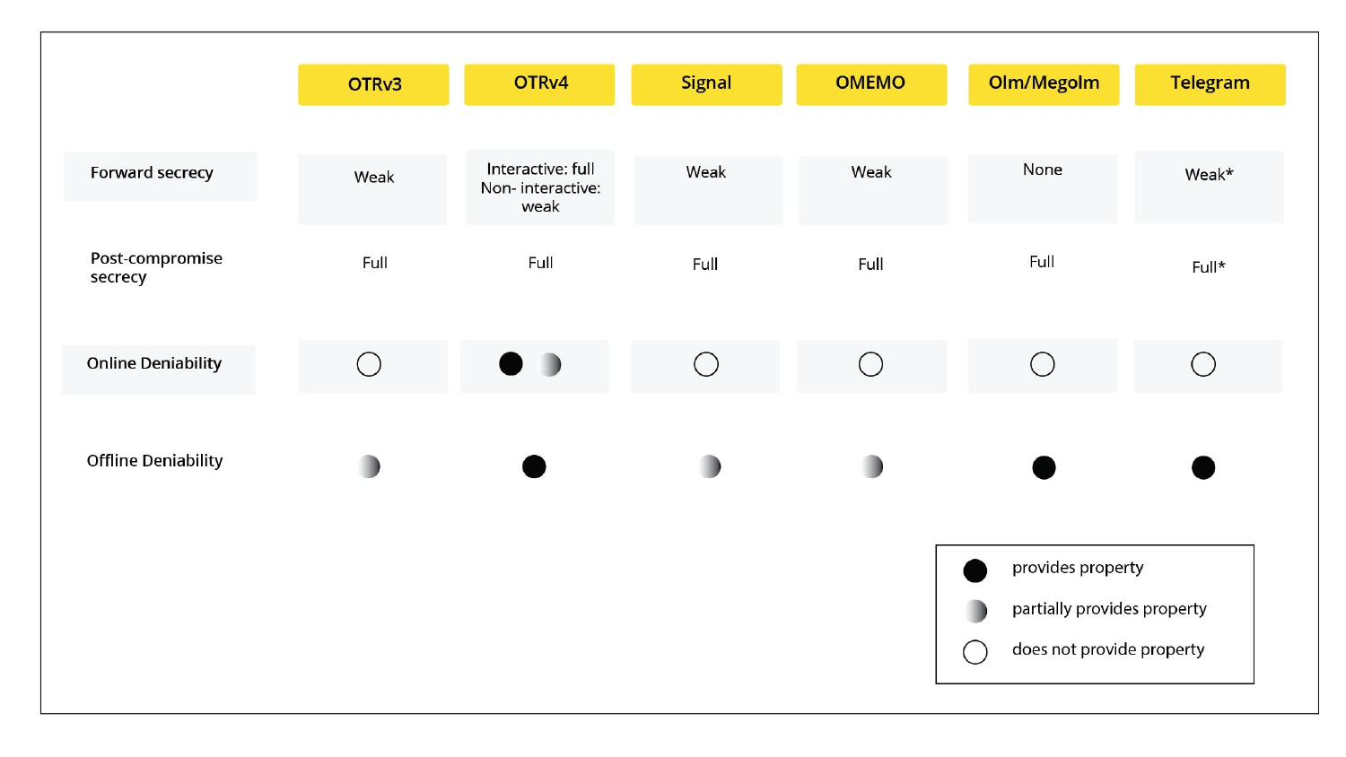| | OTRv3 | OTRv4 | Signal | OMEMO | Olm/Megolm | Telegram |
|---|---|---|---|---|---|---|
| Forward secrecy | Weak | Interactive: full Non- interactive: weak | Weak | Weak | None | Weak* |
| Post-compromise secrecy | Full | Full | Full | Full | Full | Full* |
| Online Deniability | ○ | ● ◐ | ○ | ○ | ○ | ○ |
| Offline Deniability | ◐ | ● | ◐ | ◐ | ● | ● |

● provides property

◐ partially provides property

○ does not provide property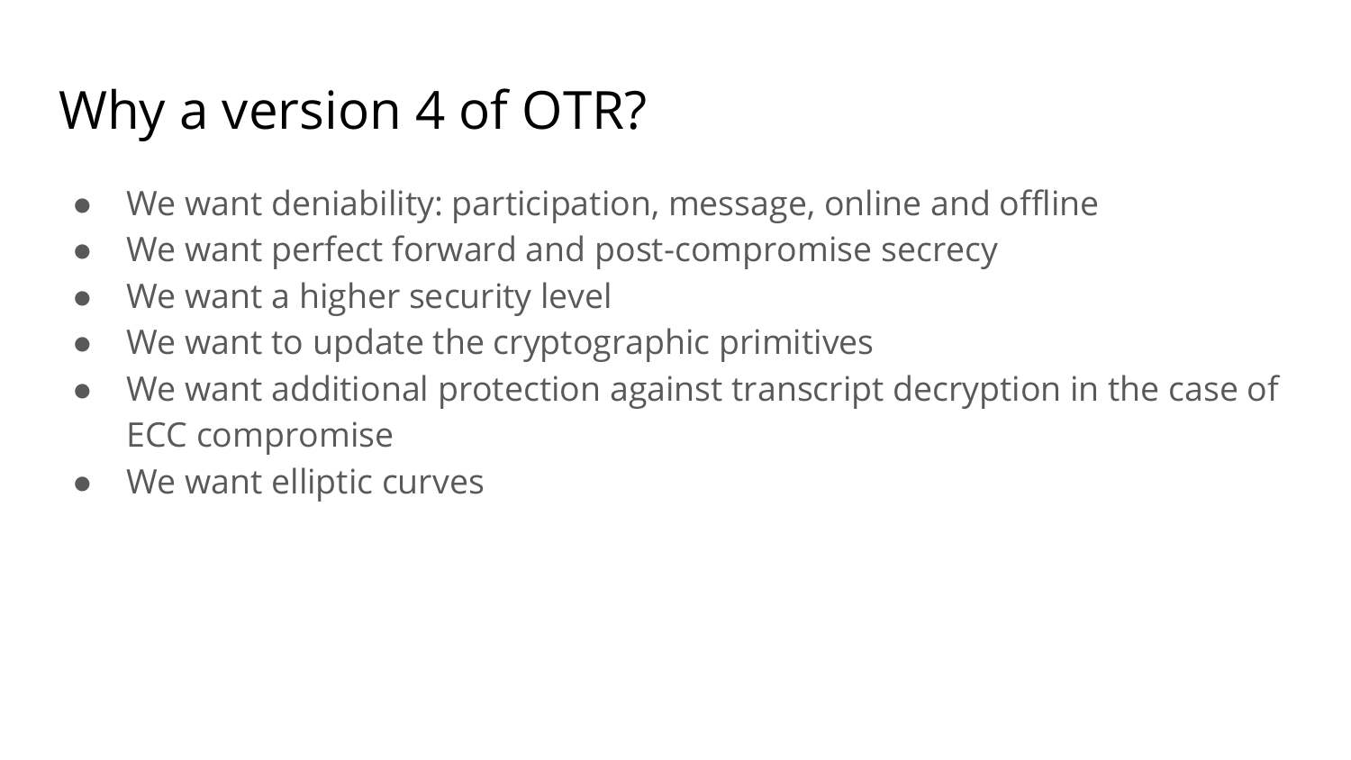# Why a version 4 of OTR?

- We want deniability: participation, message, online and offline
- We want perfect forward and post-compromise secrecy
- We want a higher security level
- We want to update the cryptographic primitives
- We want additional protection against transcript decryption in the case of ECC compromise
- We want elliptic curves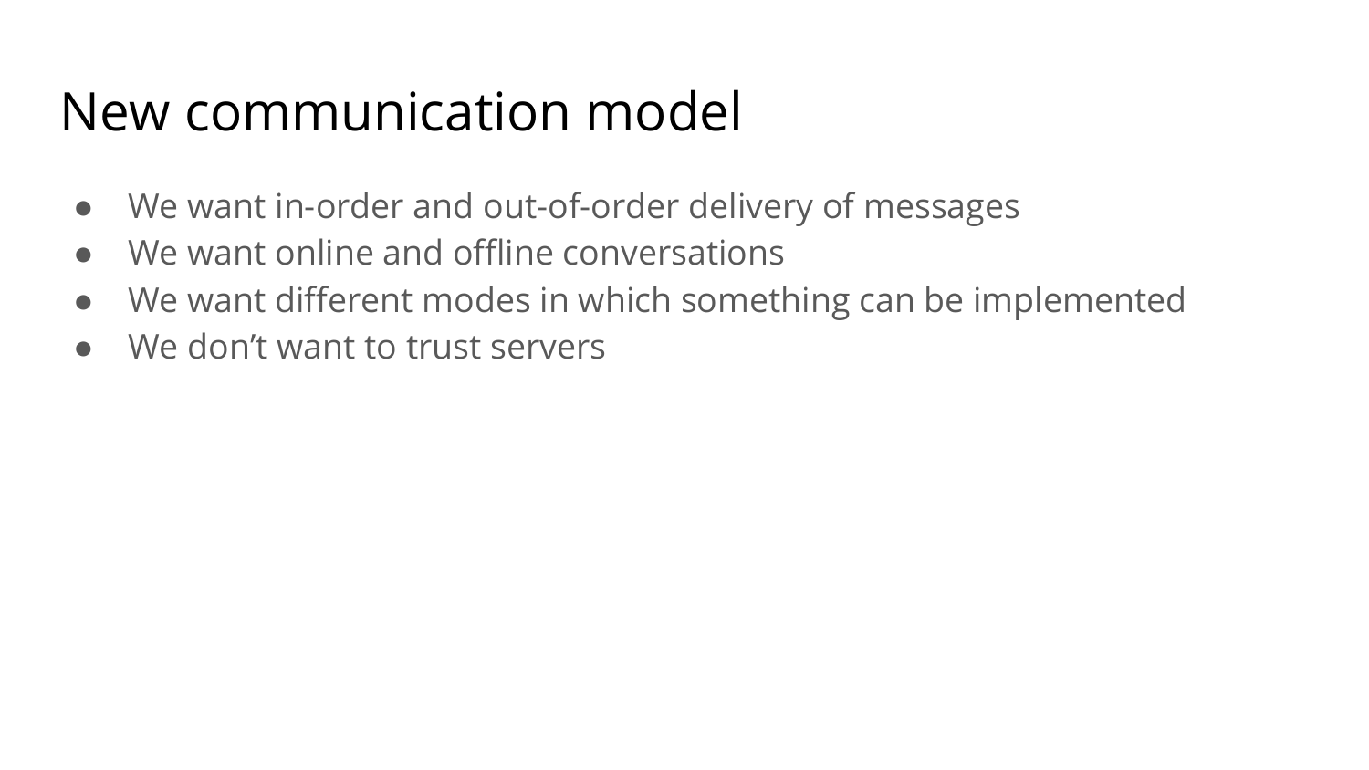# New communication model

- We want in-order and out-of-order delivery of messages
- We want online and offline conversations
- We want different modes in which something can be implemented
- We don't want to trust servers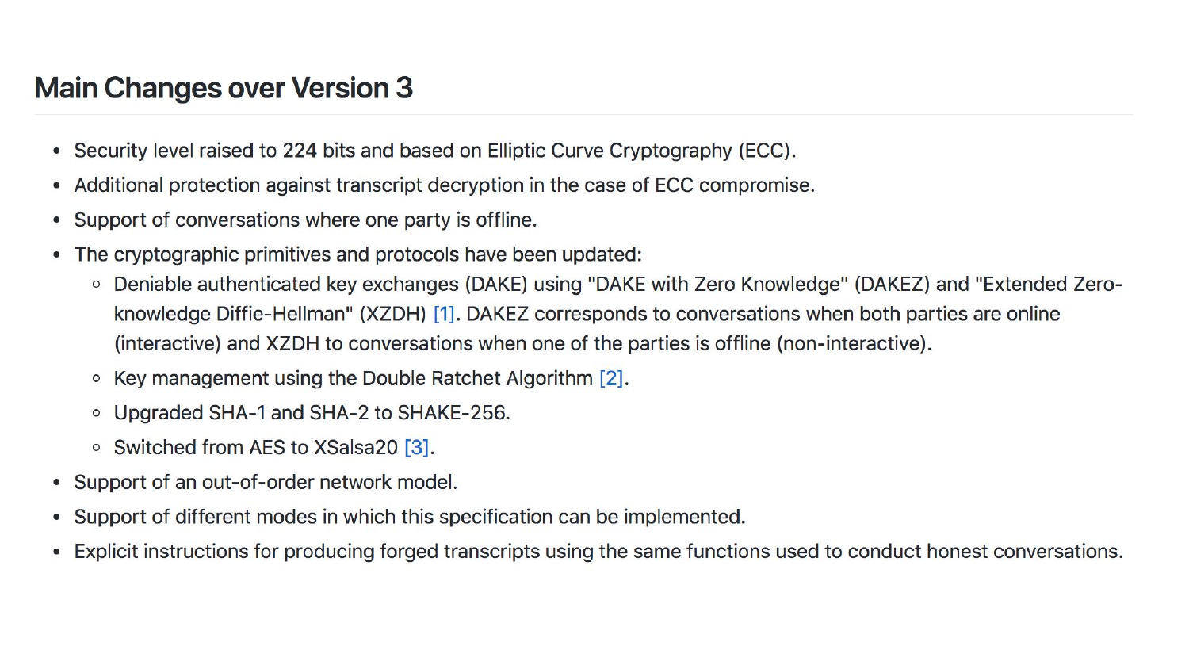## Main Changes over Version 3

- Security level raised to 224 bits and based on Elliptic Curve Cryptography (ECC).
- Additional protection against transcript decryption in the case of ECC compromise.
- Support of conversations where one party is offline.
- The cryptographic primitives and protocols have been updated:
  - Deniable authenticated key exchanges (DAKE) using "DAKE with Zero Knowledge" (DAKEZ) and "Extended Zero-knowledge Diffie-Hellman" (XZDH) [1]. DAKEZ corresponds to conversations when both parties are online (interactive) and XZDH to conversations when one of the parties is offline (non-interactive).
  - Key management using the Double Ratchet Algorithm [2].
  - Upgraded SHA-1 and SHA-2 to SHAKE-256.
  - Switched from AES to XSalsa20 [3].
- Support of an out-of-order network model.
- Support of different modes in which this specification can be implemented.
- Explicit instructions for producing forged transcripts using the same functions used to conduct honest conversations.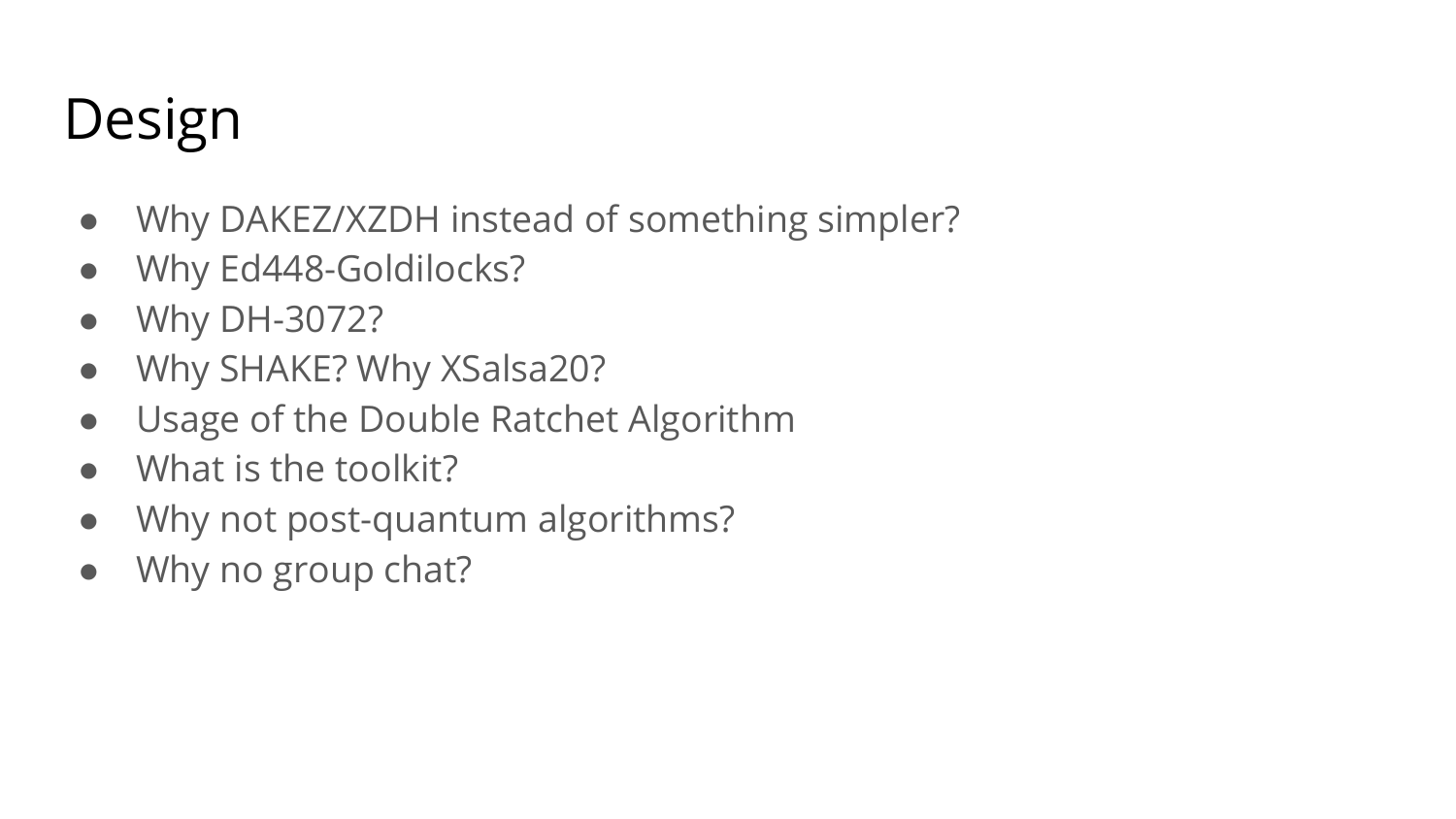# Design

- Why DAKEZ/XZDH instead of something simpler?
- Why Ed448-Goldilocks?
- Why DH-3072?
- Why SHAKE? Why XSalsa20?
- Usage of the Double Ratchet Algorithm
- What is the toolkit?
- Why not post-quantum algorithms?
- Why no group chat?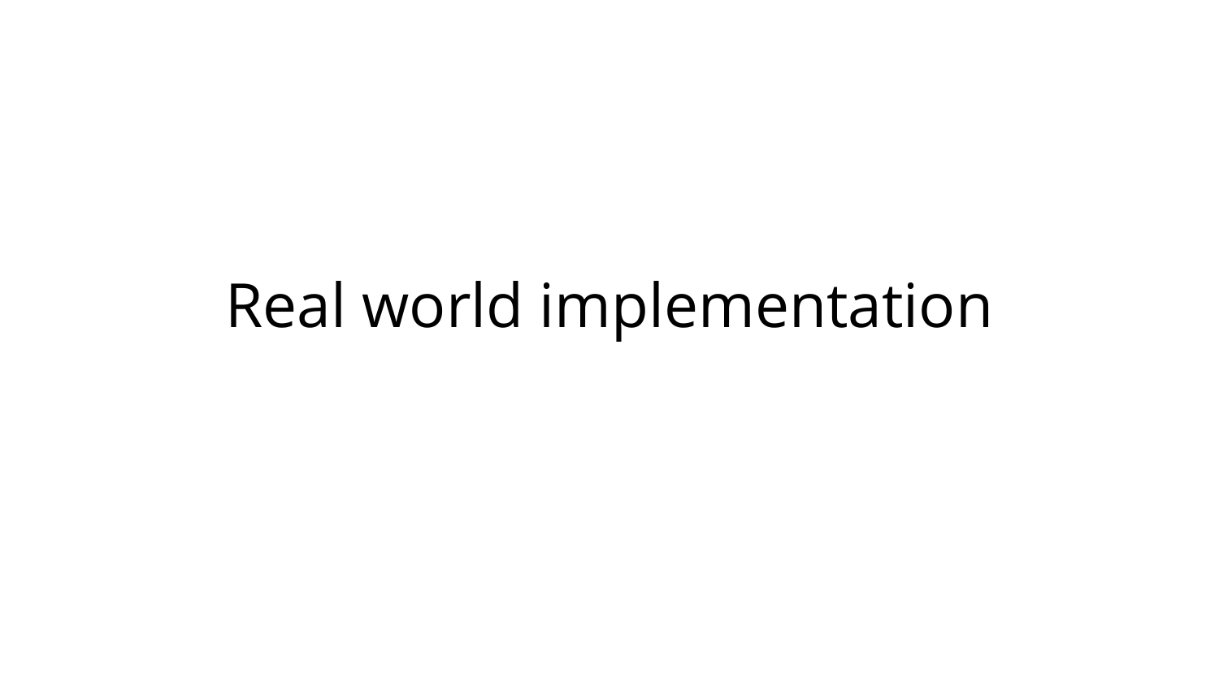# Real world implementation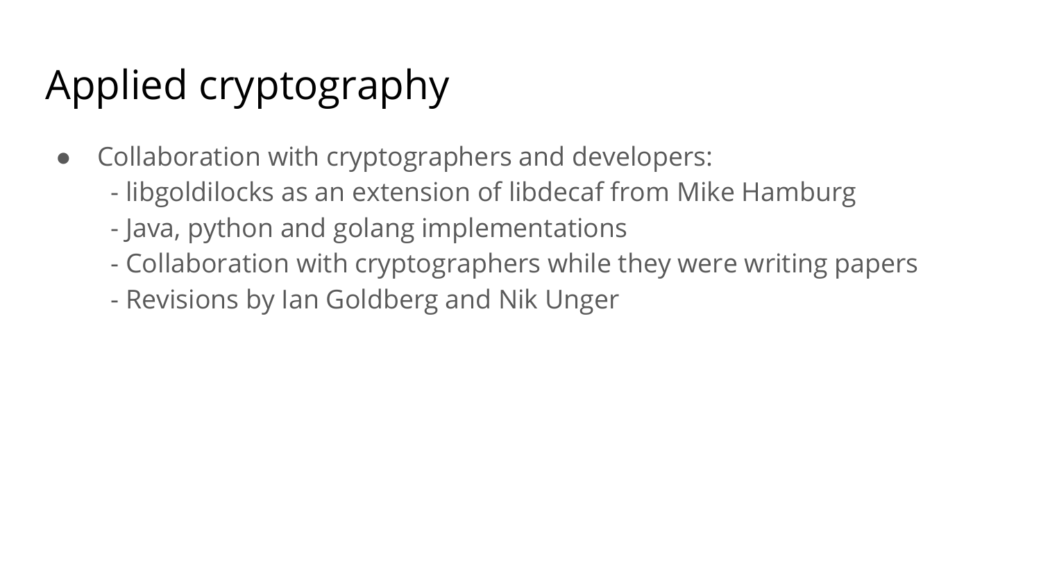# Applied cryptography

- Collaboration with cryptographers and developers:
  - libgoldilocks as an extension of libdecaf from Mike Hamburg
  - Java, python and golang implementations
  - Collaboration with cryptographers while they were writing papers
  - Revisions by Ian Goldberg and Nik Unger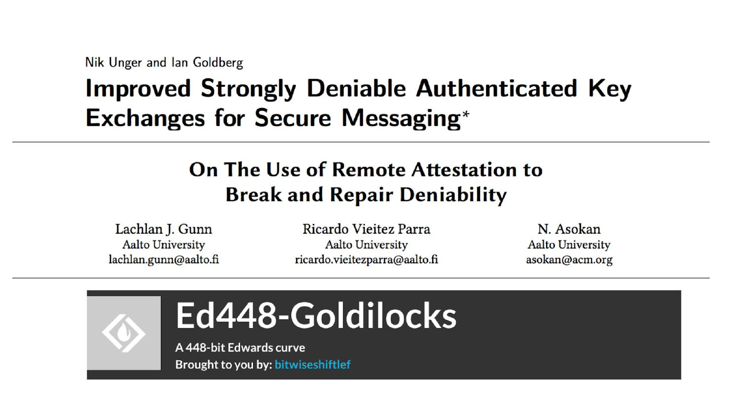Nik Unger and Ian Goldberg

# Improved Strongly Deniable Authenticated Key Exchanges for Secure Messaging*

## On The Use of Remote Attestation to Break and Repair Deniability

Lachlan J. Gunn
Aalto University
lachlan.gunn@aalto.fi

Ricardo Vieitez Parra
Aalto University
ricardo.vieitezparra@aalto.fi

N. Asokan
Aalto University
asokan@acm.org

# Ed448-Goldilocks

A 448-bit Edwards curve

Brought to you by: bitwiseshiftlef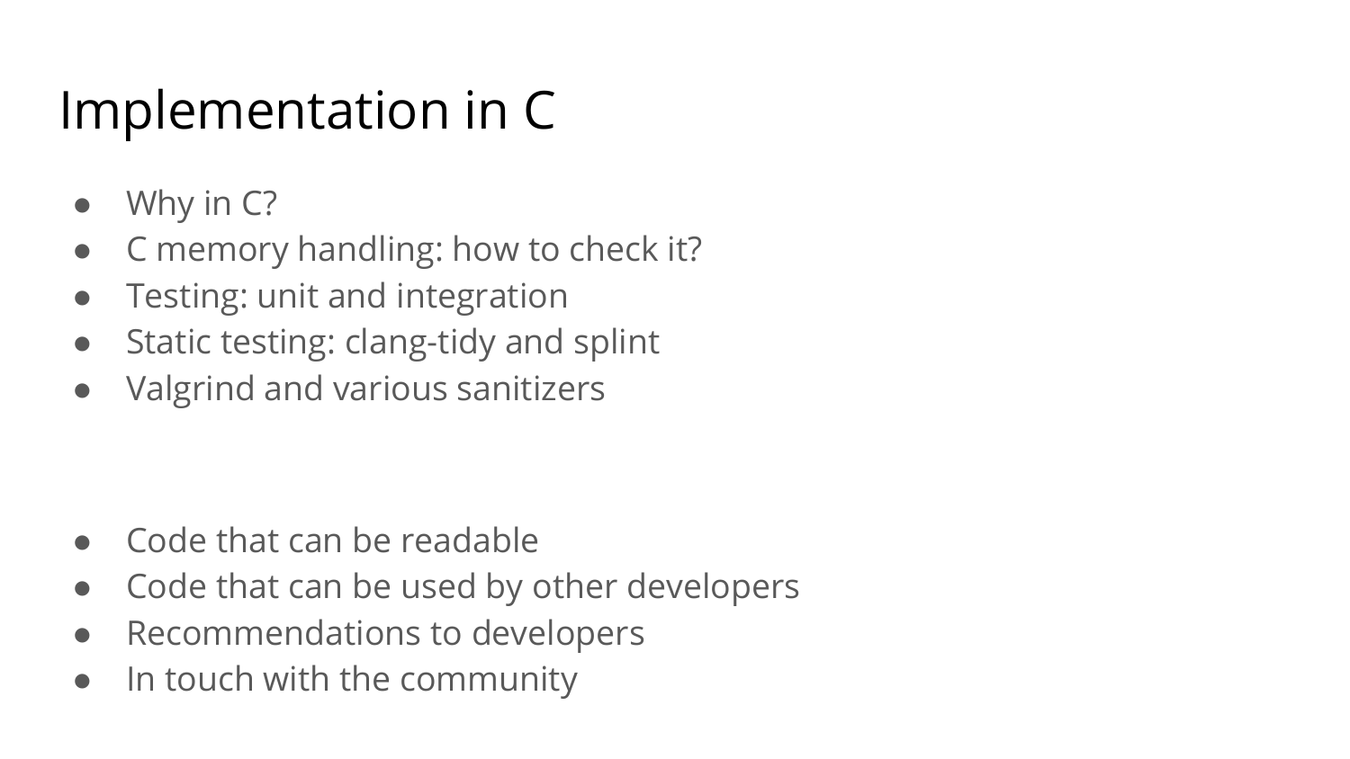# Implementation in C

- Why in C?
- C memory handling: how to check it?
- Testing: unit and integration
- Static testing: clang-tidy and splint
- Valgrind and various sanitizers

- Code that can be readable
- Code that can be used by other developers
- Recommendations to developers
- In touch with the community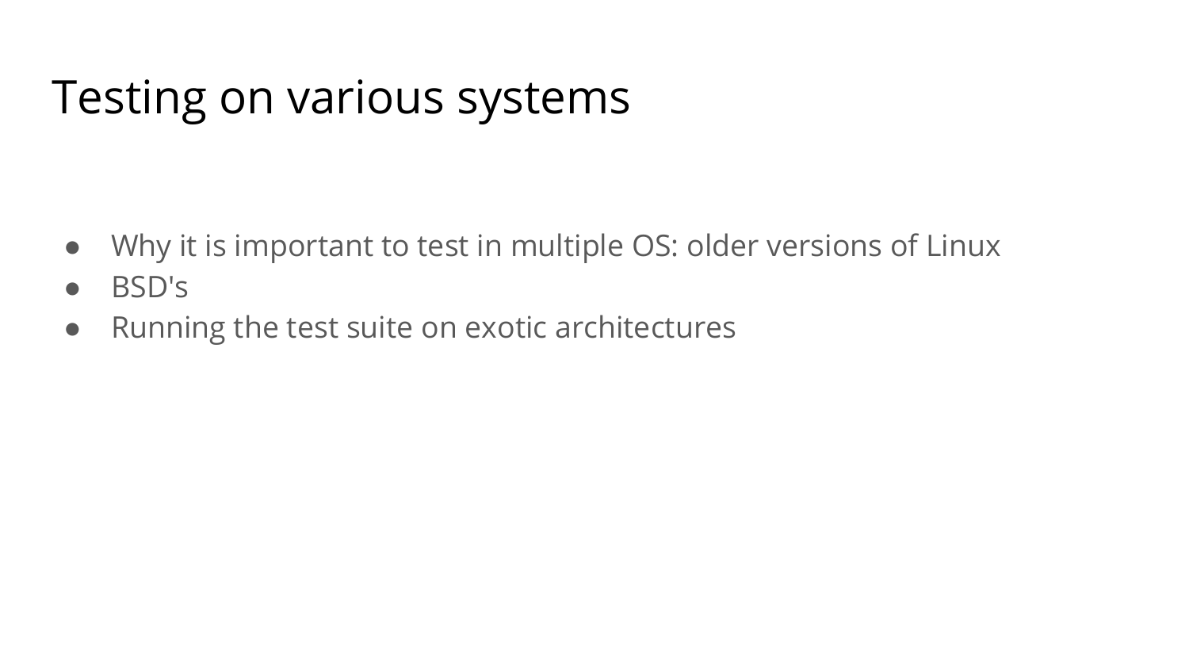# Testing on various systems

- Why it is important to test in multiple OS: older versions of Linux
- BSD's
- Running the test suite on exotic architectures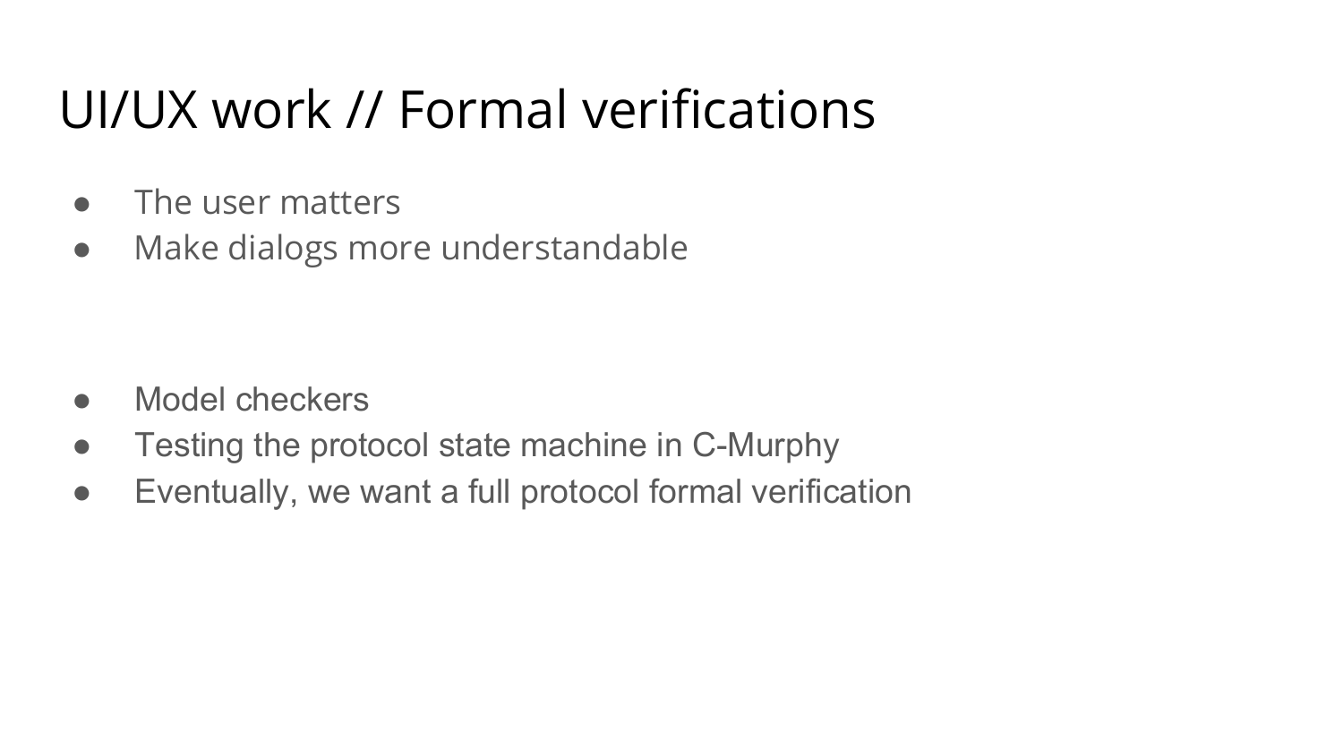# UI/UX work // Formal verifications

- The user matters
- Make dialogs more understandable

- Model checkers
- Testing the protocol state machine in C-Murphy
- Eventually, we want a full protocol formal verification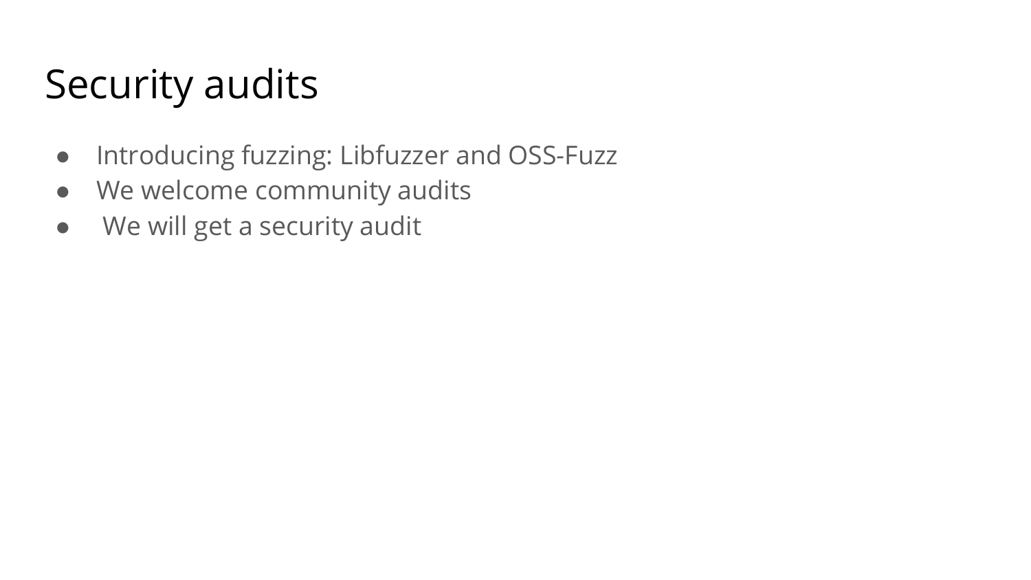# Security audits

- Introducing fuzzing: Libfuzzer and OSS-Fuzz
- We welcome community audits
- We will get a security audit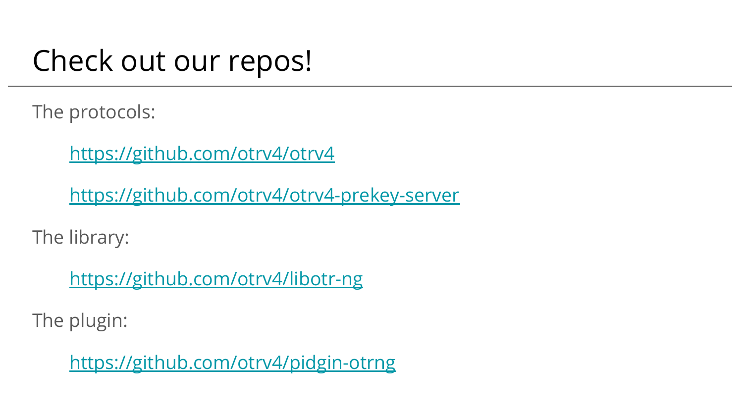# Check out our repos!

The protocols:

- https://github.com/otrv4/otrv4
- https://github.com/otrv4/otrv4-prekey-server

The library:

- https://github.com/otrv4/libotr-ng

The plugin:

- https://github.com/otrv4/pidgin-otrng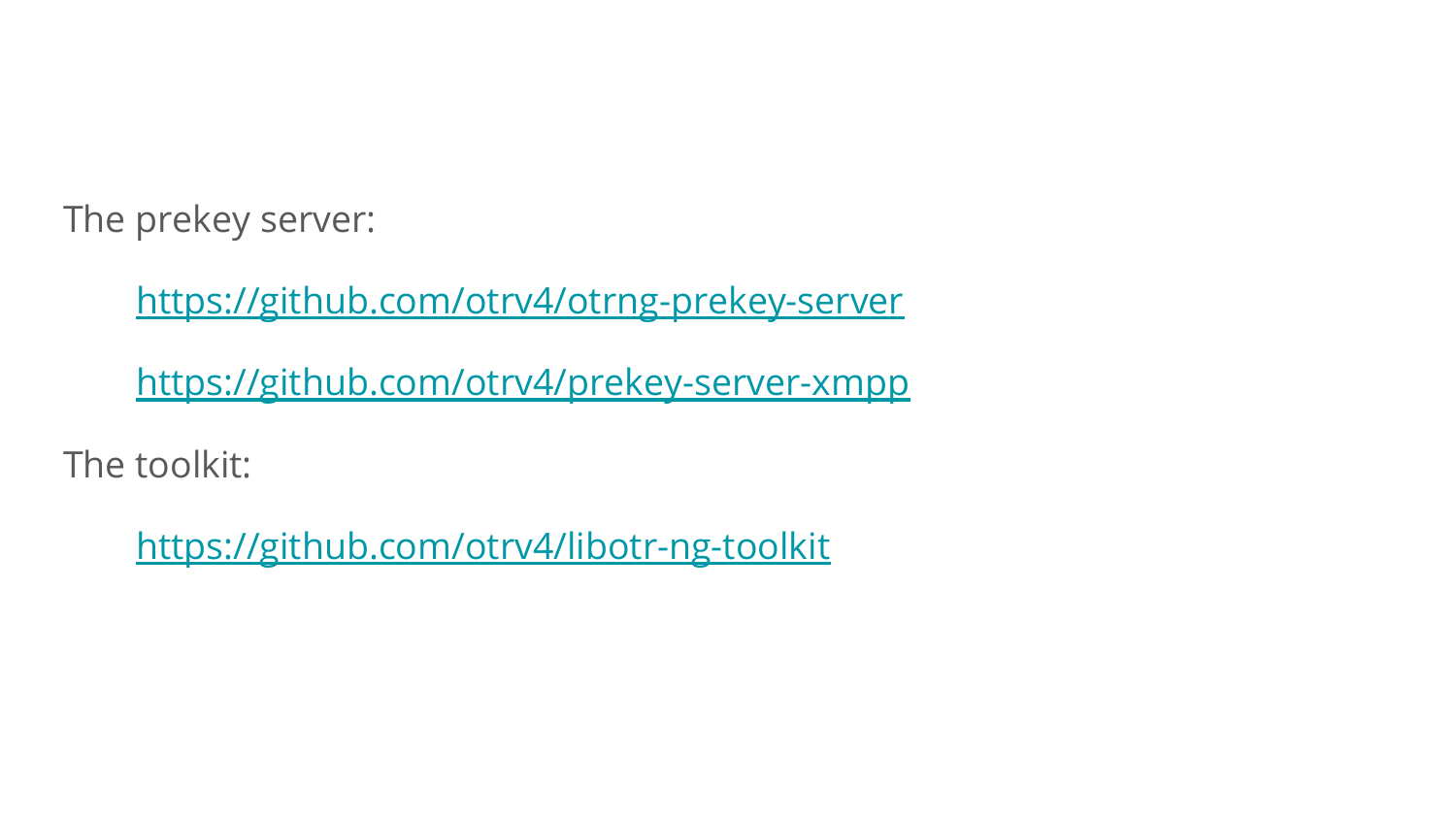The prekey server:

- https://github.com/otrv4/otrng-prekey-server
- https://github.com/otrv4/prekey-server-xmpp

The toolkit:

- https://github.com/otrv4/libotr-ng-toolkit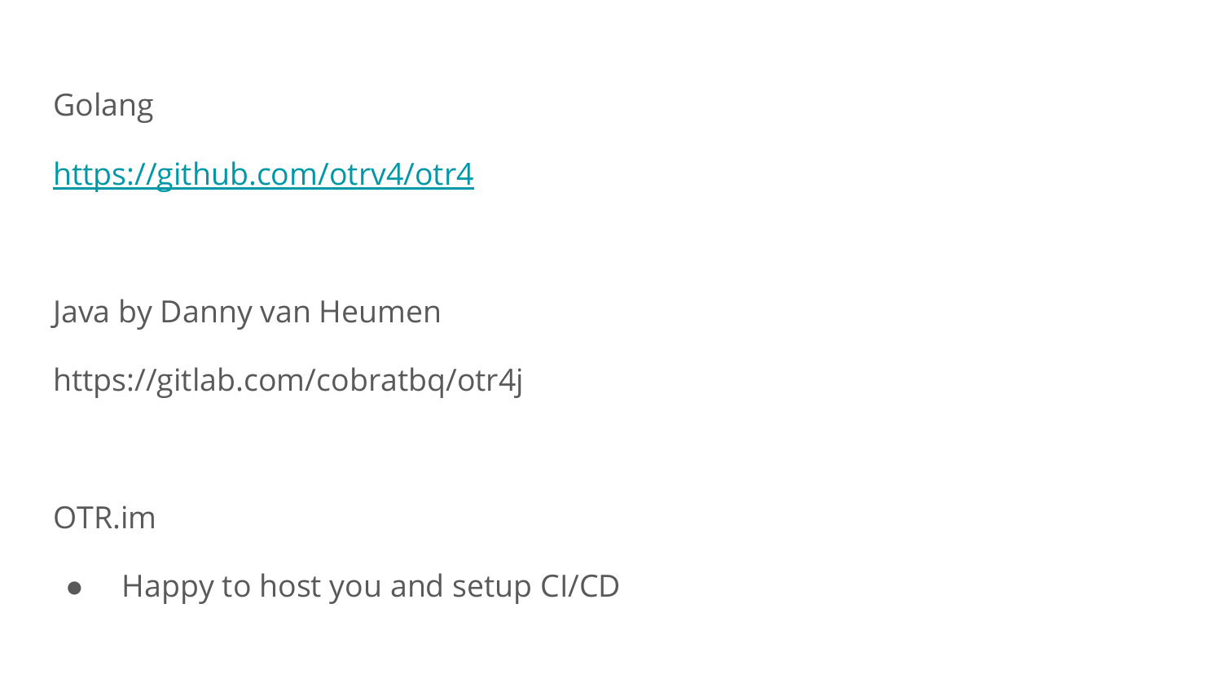Golang

[https://github.com/otrv4/otr4](https://github.com/otrv4/otr4)

Java by Danny van Heumen

https://gitlab.com/cobratbq/otr4j

OTR.im

- Happy to host you and setup CI/CD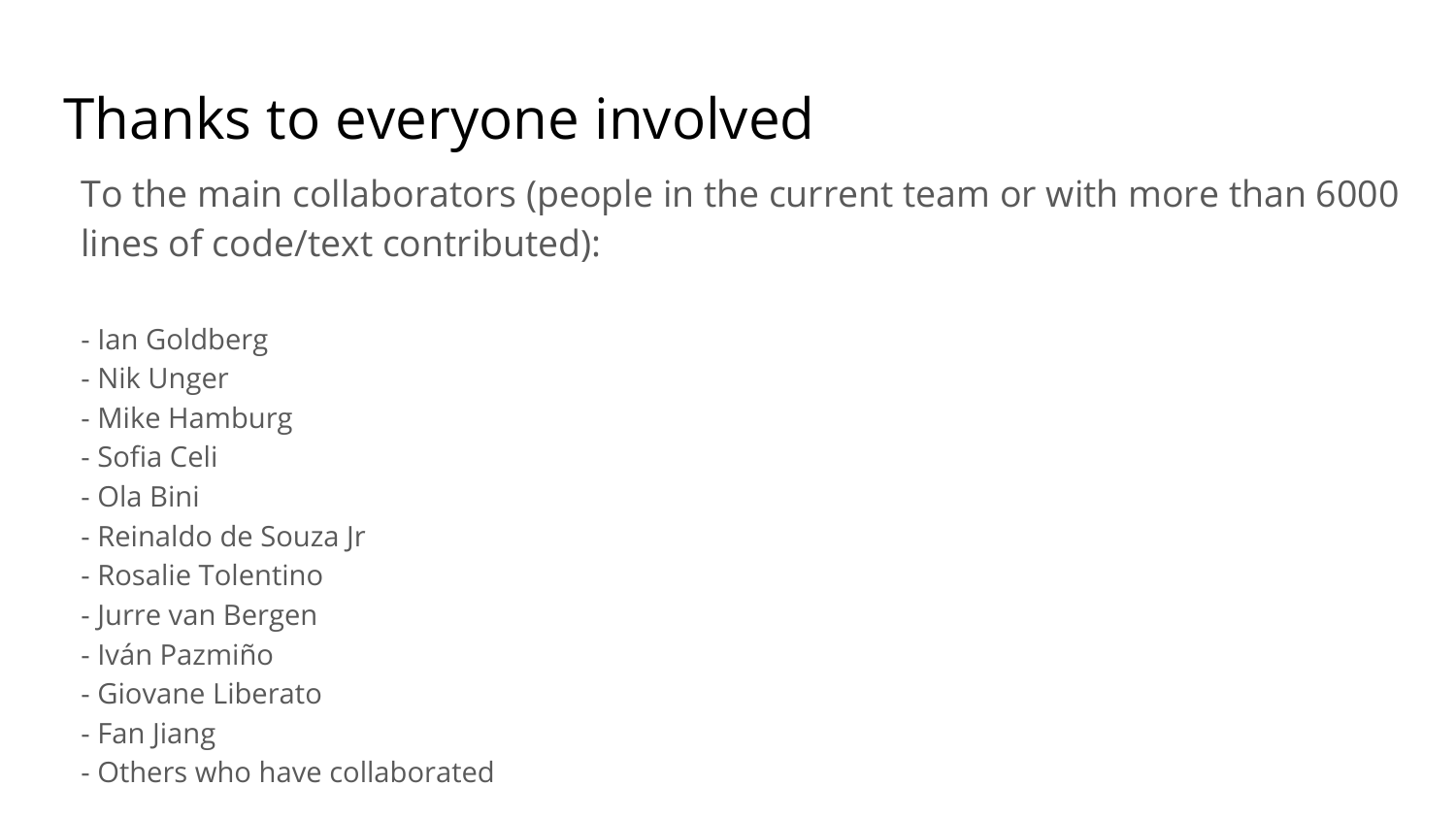# Thanks to everyone involved

To the main collaborators (people in the current team or with more than 6000 lines of code/text contributed):

- Ian Goldberg
- Nik Unger
- Mike Hamburg
- Sofia Celi
- Ola Bini
- Reinaldo de Souza Jr
- Rosalie Tolentino
- Jurre van Bergen
- Iván Pazmiño
- Giovane Liberato
- Fan Jiang
- Others who have collaborated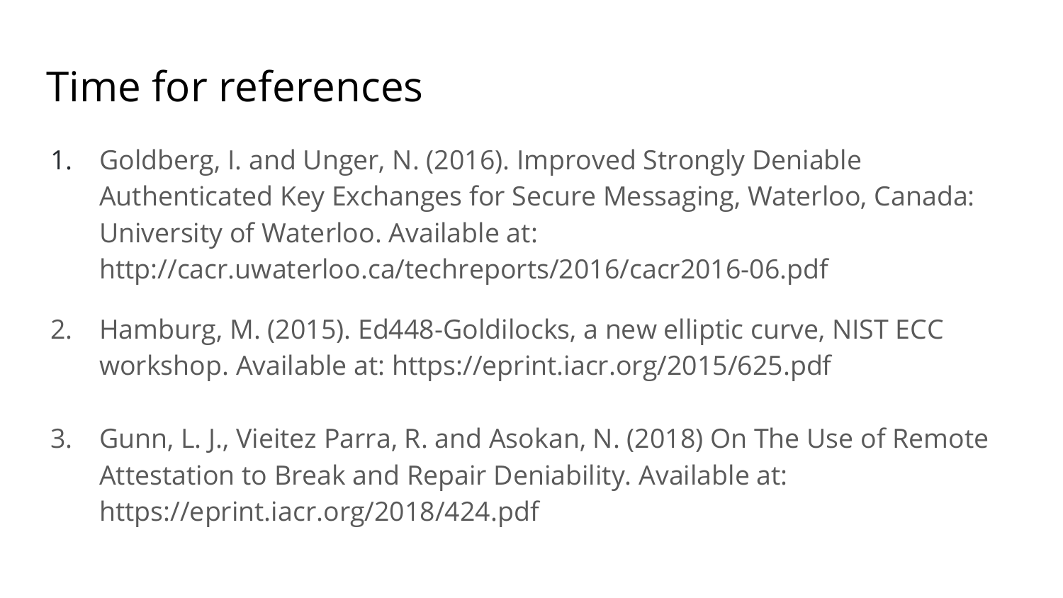# Time for references

1. Goldberg, I. and Unger, N. (2016). Improved Strongly Deniable Authenticated Key Exchanges for Secure Messaging, Waterloo, Canada: University of Waterloo. Available at: http://cacr.uwaterloo.ca/techreports/2016/cacr2016-06.pdf
2. Hamburg, M. (2015). Ed448-Goldilocks, a new elliptic curve, NIST ECC workshop. Available at: https://eprint.iacr.org/2015/625.pdf
3. Gunn, L. J., Vieitez Parra, R. and Asokan, N. (2018) On The Use of Remote Attestation to Break and Repair Deniability. Available at: https://eprint.iacr.org/2018/424.pdf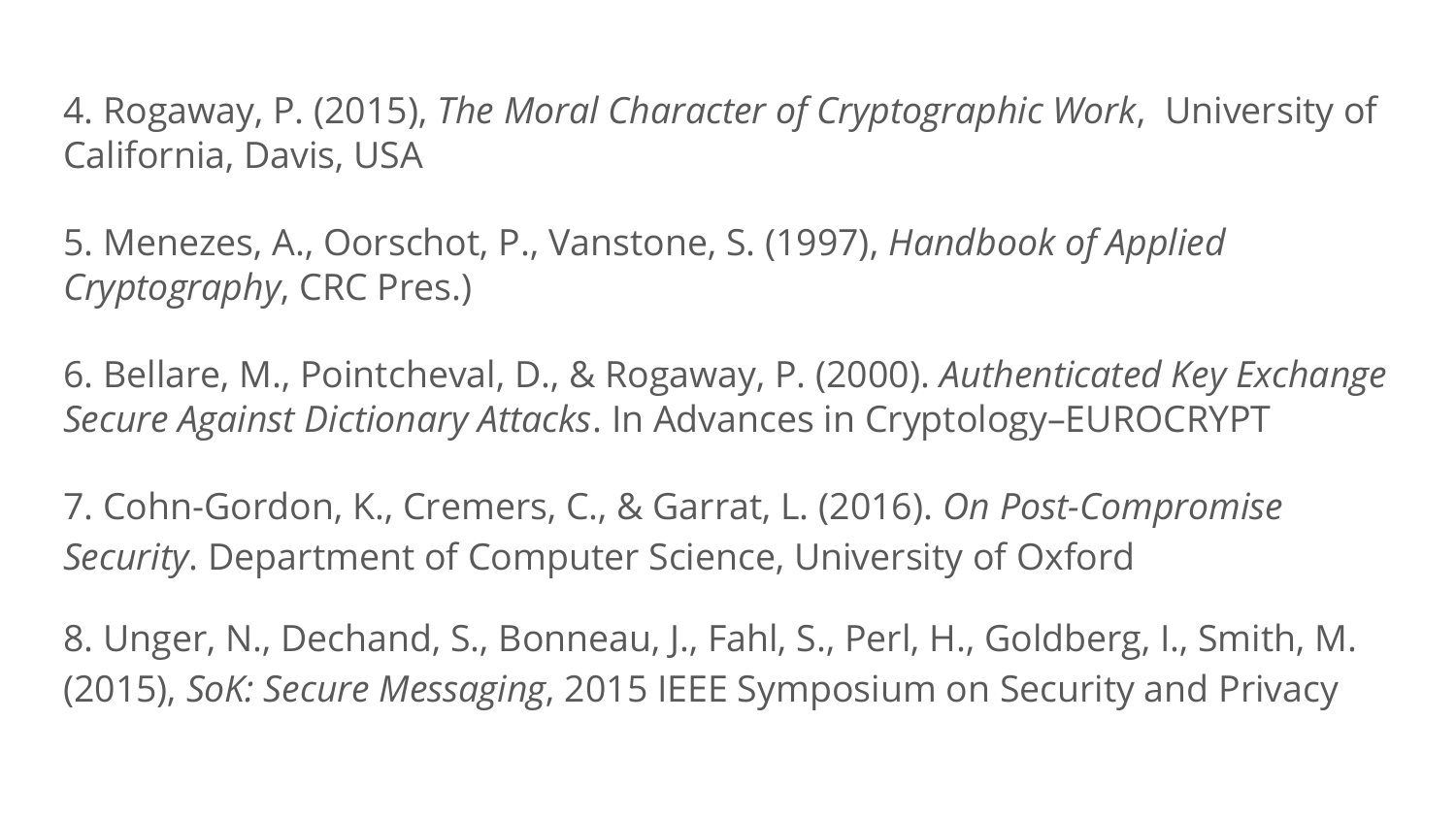4. Rogaway, P. (2015), *The Moral Character of Cryptographic Work*, University of California, Davis, USA

5. Menezes, A., Oorschot, P., Vanstone, S. (1997), *Handbook of Applied Cryptography*, CRC Pres.)

6. Bellare, M., Pointcheval, D., & Rogaway, P. (2000). *Authenticated Key Exchange Secure Against Dictionary Attacks*. In Advances in Cryptology–EUROCRYPT

7. Cohn-Gordon, K., Cremers, C., & Garrat, L. (2016). *On Post-Compromise Security*. Department of Computer Science, University of Oxford

8. Unger, N., Dechand, S., Bonneau, J., Fahl, S., Perl, H., Goldberg, I., Smith, M. (2015), *SoK: Secure Messaging*, 2015 IEEE Symposium on Security and Privacy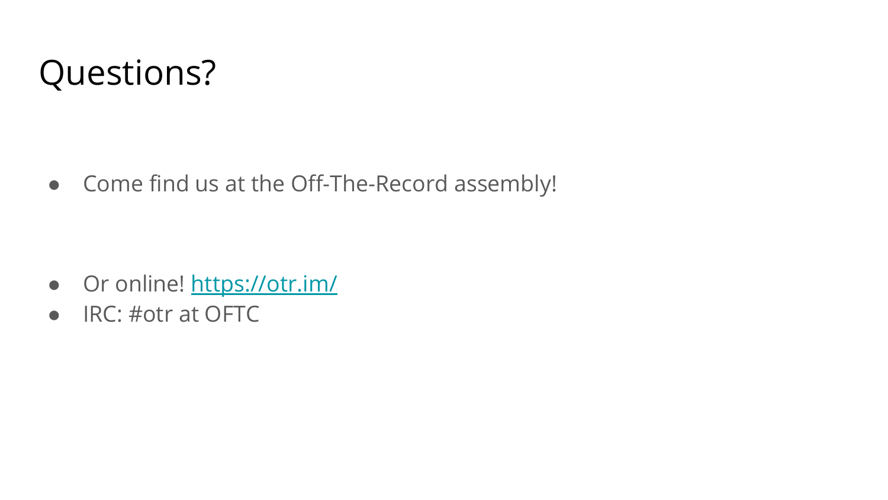# Questions?

- Come find us at the Off-The-Record assembly!

- Or online! [https://otr.im/](https://otr.im/)
- IRC: #otr at OFTC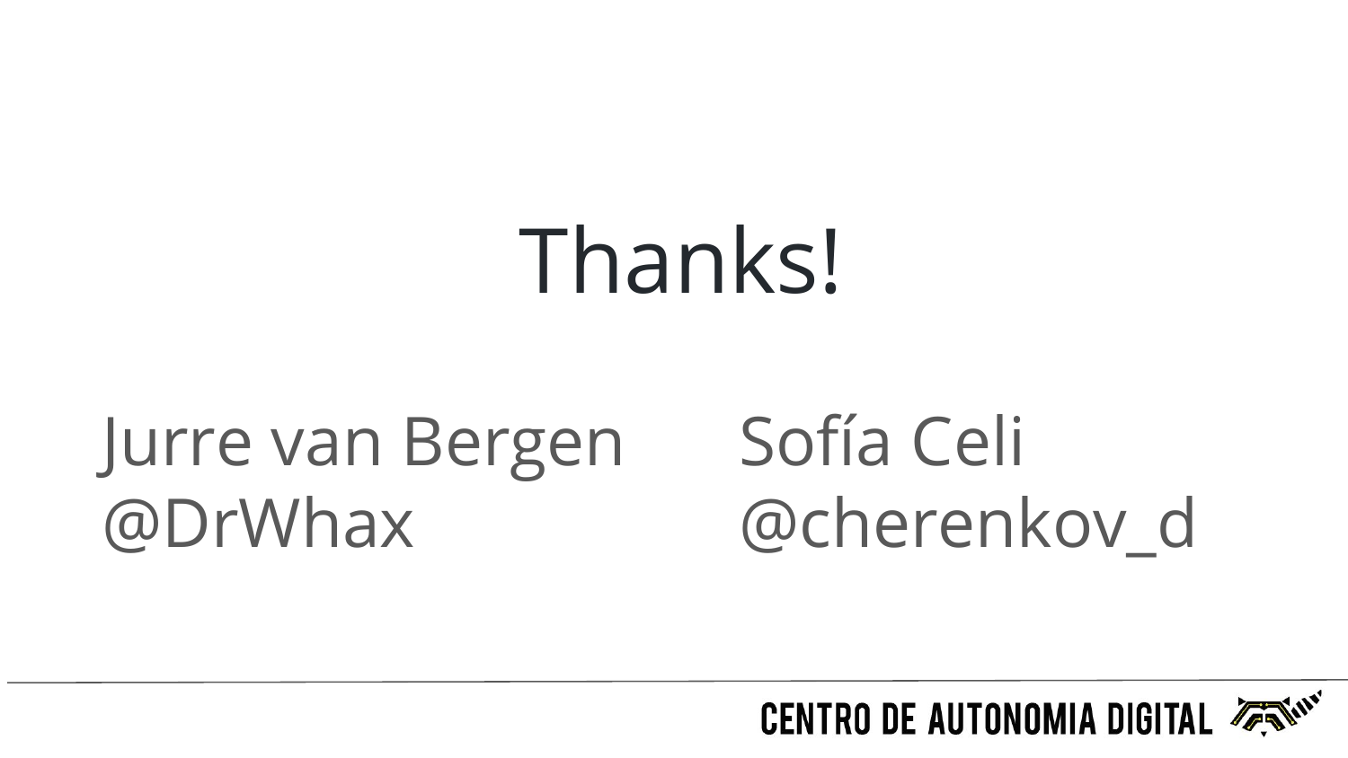# Thanks!

Jurre van Bergen
@DrWhax

Sofía Celi
@cherenkov_d

CENTRO DE AUTONOMIA DIGITAL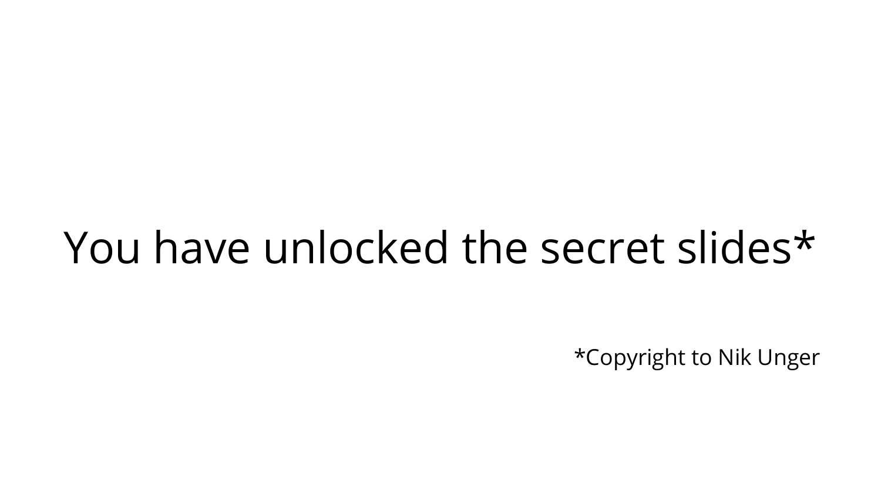You have unlocked the secret slides*

*Copyright to Nik Unger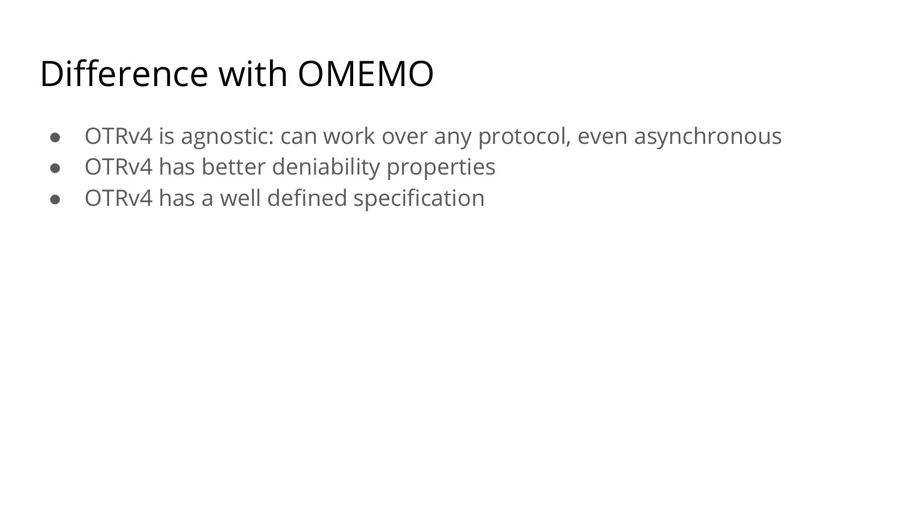# Difference with OMEMO

- OTRv4 is agnostic: can work over any protocol, even asynchronous
- OTRv4 has better deniability properties
- OTRv4 has a well defined specification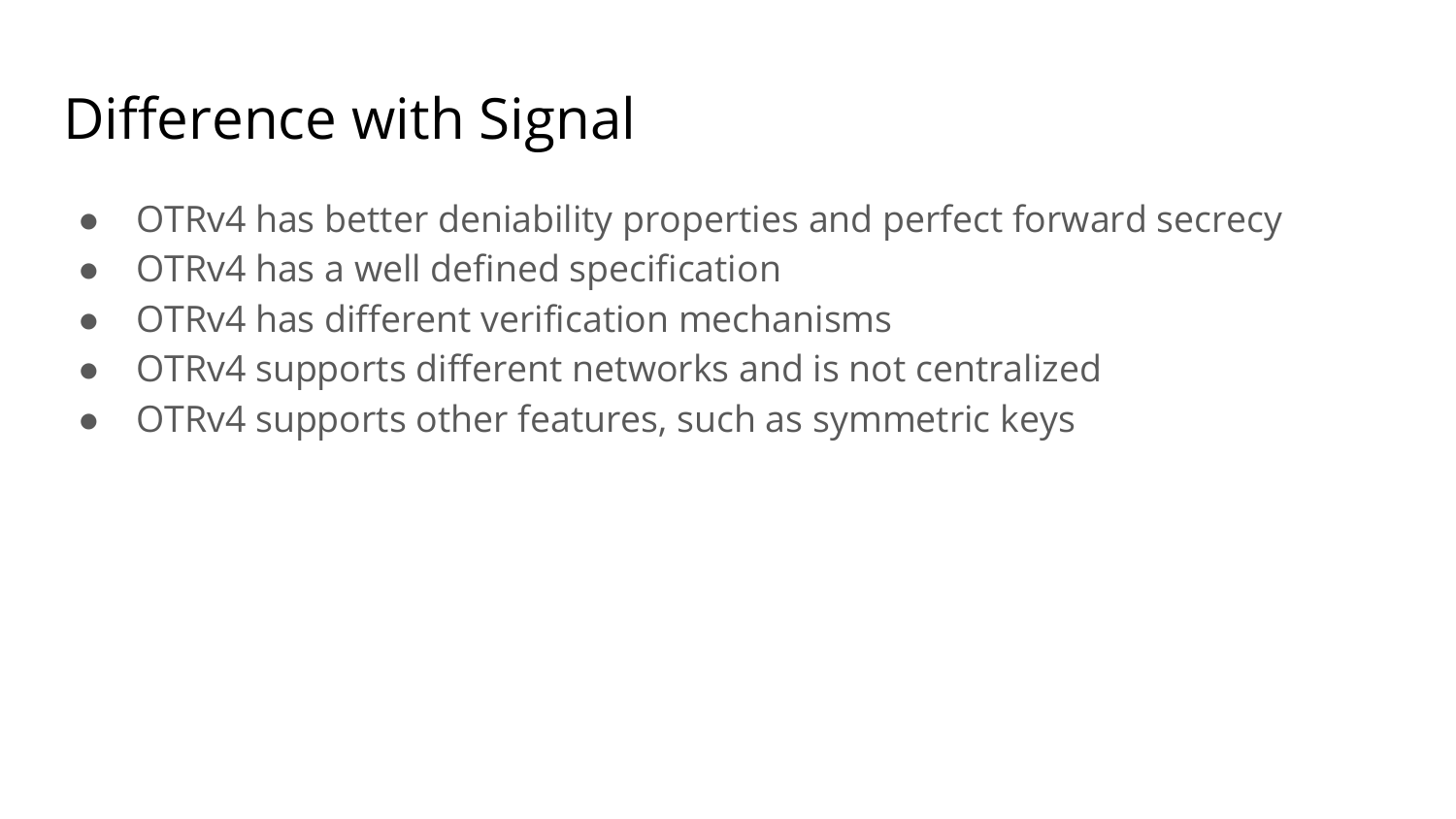# Difference with Signal

- OTRv4 has better deniability properties and perfect forward secrecy
- OTRv4 has a well defined specification
- OTRv4 has different verification mechanisms
- OTRv4 supports different networks and is not centralized
- OTRv4 supports other features, such as symmetric keys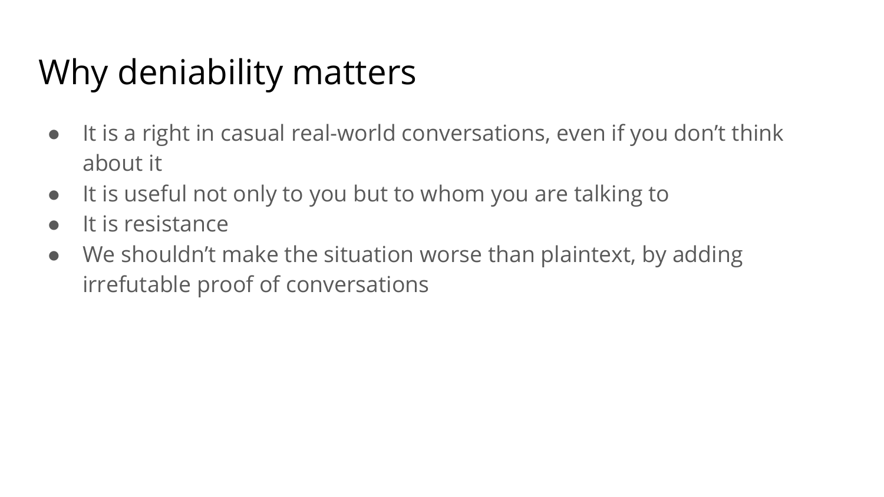# Why deniability matters

- It is a right in casual real-world conversations, even if you don't think about it
- It is useful not only to you but to whom you are talking to
- It is resistance
- We shouldn't make the situation worse than plaintext, by adding irrefutable proof of conversations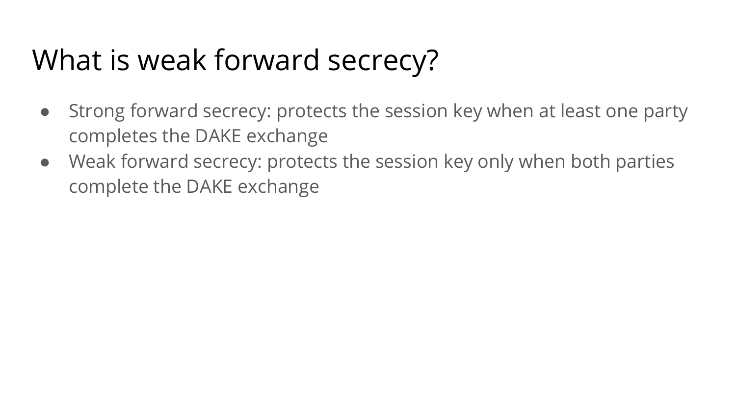# What is weak forward secrecy?

- Strong forward secrecy: protects the session key when at least one party completes the DAKE exchange
- Weak forward secrecy: protects the session key only when both parties complete the DAKE exchange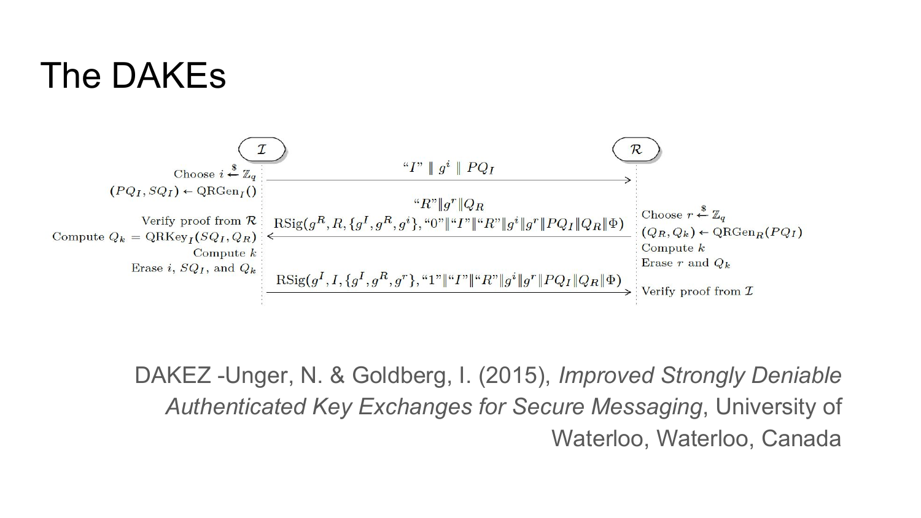# The DAKEs

$\mathcal{I}$ — $\mathcal{R}$

| $\mathcal{I}$ | Message | $\mathcal{R}$ |
|---|---|---|
| Choose $i \xleftarrow{\$} \mathbb{Z}_q$; $(PQ_I, SQ_I) \leftarrow \text{QRGen}_I()$ | $\text{“}I\text{”} \parallel g^i \parallel PQ_I$ $\rightarrow$ | |
| Verify proof from $\mathcal{R}$; Compute $Q_k = \text{QRKey}_I(SQ_I, Q_R)$; Compute $k$; Erase $i$, $SQ_I$, and $Q_k$ | $\leftarrow$ $\text{“}R\text{”}\|g^r\|Q_R$; $\text{RSig}(g^R, R, \{g^I, g^R, g^i\}, \text{“}0\text{”}\|\text{“}I\text{”}\|\text{“}R\text{”}\|g^i\|g^r\|PQ_I\|Q_R\|\Phi)$ | Choose $r \xleftarrow{\$} \mathbb{Z}_q$; $(Q_R, Q_k) \leftarrow \text{QRGen}_R(PQ_I)$; Compute $k$; Erase $r$ and $Q_k$ |
| | $\text{RSig}(g^I, I, \{g^I, g^R, g^r\}, \text{“}1\text{”}\|\text{“}I\text{”}\|\text{“}R\text{”}\|g^i\|g^r\|PQ_I\|Q_R\|\Phi)$ $\rightarrow$ | Verify proof from $\mathcal{I}$ |

DAKEZ -Unger, N. & Goldberg, I. (2015), *Improved Strongly Deniable Authenticated Key Exchanges for Secure Messaging*, University of Waterloo, Waterloo, Canada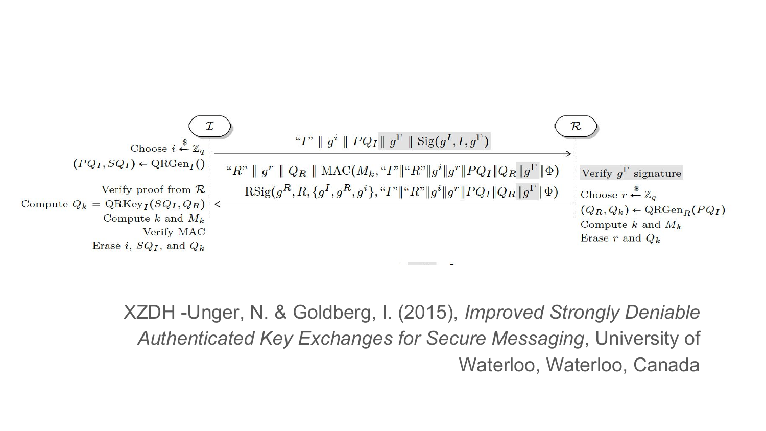$\mathcal{I}$ $\mathcal{R}$

Choose $i \xleftarrow{\$} \mathbb{Z}_q$

$(PQ_I, SQ_I) \leftarrow \text{QRGen}_I()$

"$I$" $\|$ $g^i$ $\|$ $PQ_I$ $\|$ $g^{\Gamma}$ $\|$ $\text{Sig}(g^I, I, g^{\Gamma})$ →

Verify $g^{\Gamma}$ signature

Choose $r \xleftarrow{\$} \mathbb{Z}_q$

$(Q_R, Q_k) \leftarrow \text{QRGen}_R(PQ_I)$

Compute $k$ and $M_k$

Erase $r$ and $Q_k$

← "$R$" $\|$ $g^r$ $\|$ $Q_R$ $\|$ $\text{MAC}(M_k, \text{"}I\text{"}\|\text{"}R\text{"}\|g^i\|g^r\|PQ_I\|Q_R\|g^{\Gamma}\|\Phi)$

$\text{RSig}(g^R, R, \{g^I, g^R, g^i\}, \text{"}I\text{"}\|\text{"}R\text{"}\|g^i\|g^r\|PQ_I\|Q_R\|g^{\Gamma}\|\Phi)$

Verify proof from $\mathcal{R}$

Compute $Q_k = \text{QRKey}_I(SQ_I, Q_R)$

Compute $k$ and $M_k$

Verify MAC

Erase $i$, $SQ_I$, and $Q_k$

XZDH - Unger, N. & Goldberg, I. (2015), *Improved Strongly Deniable Authenticated Key Exchanges for Secure Messaging*, University of Waterloo, Waterloo, Canada